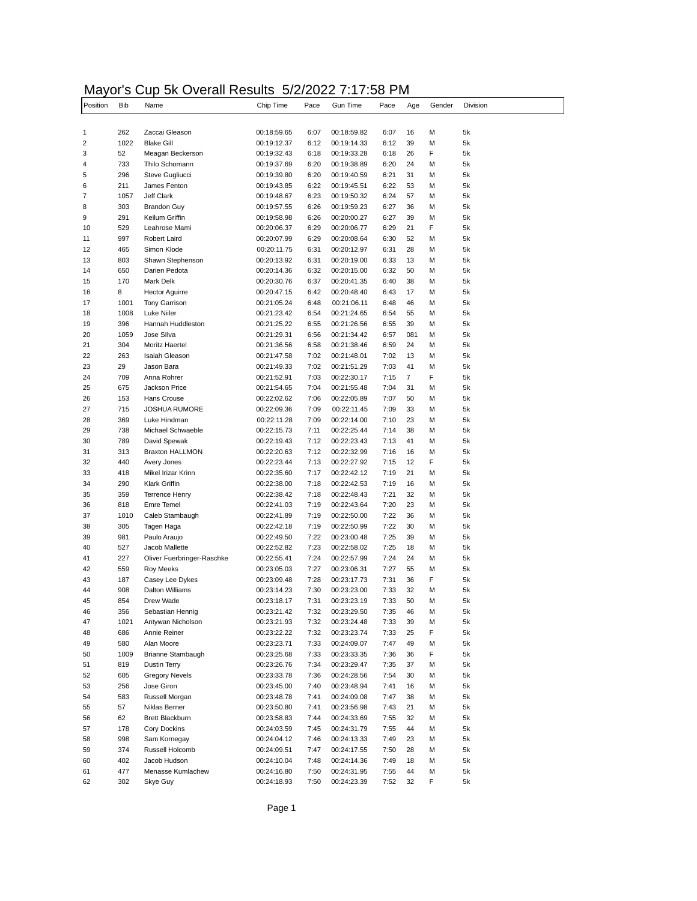# Mayor's Cup 5k Overall Results 5/2/2022 7:17:58 PM

| Position | Bib | Name | Chip Time | Pace | Gun Time | Pace | Age | Gender | Division |
|---|---|---|---|---|---|---|---|---|---|
| 1 | 262 | Zaccai Gleason | 00:18:59.65 | 6:07 | 00:18:59.82 | 6:07 | 16 | M | 5k |
| 2 | 1022 | Blake Gill | 00:19:12.37 | 6:12 | 00:19:14.33 | 6:12 | 39 | M | 5k |
| 3 | 52 | Meagan Beckerson | 00:19:32.43 | 6:18 | 00:19:33.28 | 6:18 | 26 | F | 5k |
| 4 | 733 | Thilo Schomann | 00:19:37.69 | 6:20 | 00:19:38.89 | 6:20 | 24 | M | 5k |
| 5 | 296 | Steve Gugliucci | 00:19:39.80 | 6:20 | 00:19:40.59 | 6:21 | 31 | M | 5k |
| 6 | 211 | James Fenton | 00:19:43.85 | 6:22 | 00:19:45.51 | 6:22 | 53 | M | 5k |
| 7 | 1057 | Jeff Clark | 00:19:48.67 | 6:23 | 00:19:50.32 | 6:24 | 57 | M | 5k |
| 8 | 303 | Brandon Guy | 00:19:57.55 | 6:26 | 00:19:59.23 | 6:27 | 36 | M | 5k |
| 9 | 291 | Keilum Griffin | 00:19:58.98 | 6:26 | 00:20:00.27 | 6:27 | 39 | M | 5k |
| 10 | 529 | Leahrose Mami | 00:20:06.37 | 6:29 | 00:20:06.77 | 6:29 | 21 | F | 5k |
| 11 | 997 | Robert Laird | 00:20:07.99 | 6:29 | 00:20:08.64 | 6:30 | 52 | M | 5k |
| 12 | 465 | Simon Klode | 00:20:11.75 | 6:31 | 00:20:12.97 | 6:31 | 28 | M | 5k |
| 13 | 803 | Shawn Stephenson | 00:20:13.92 | 6:31 | 00:20:19.00 | 6:33 | 13 | M | 5k |
| 14 | 650 | Darien Pedota | 00:20:14.36 | 6:32 | 00:20:15.00 | 6:32 | 50 | M | 5k |
| 15 | 170 | Mark Delk | 00:20:30.76 | 6:37 | 00:20:41.35 | 6:40 | 38 | M | 5k |
| 16 | 8 | Hector Aguirre | 00:20:47.15 | 6:42 | 00:20:48.40 | 6:43 | 17 | M | 5k |
| 17 | 1001 | Tony Garrison | 00:21:05.24 | 6:48 | 00:21:06.11 | 6:48 | 46 | M | 5k |
| 18 | 1008 | Luke Niiler | 00:21:23.42 | 6:54 | 00:21:24.65 | 6:54 | 55 | M | 5k |
| 19 | 396 | Hannah Huddleston | 00:21:25.22 | 6:55 | 00:21:26.56 | 6:55 | 39 | M | 5k |
| 20 | 1059 | Jose SIlva | 00:21:29.31 | 6:56 | 00:21:34.42 | 6:57 | 081 | M | 5k |
| 21 | 304 | Moritz Haertel | 00:21:36.56 | 6:58 | 00:21:38.46 | 6:59 | 24 | M | 5k |
| 22 | 263 | Isaiah Gleason | 00:21:47.58 | 7:02 | 00:21:48.01 | 7:02 | 13 | M | 5k |
| 23 | 29 | Jason Bara | 00:21:49.33 | 7:02 | 00:21:51.29 | 7:03 | 41 | M | 5k |
| 24 | 709 | Anna Rohrer | 00:21:52.91 | 7:03 | 00:22:30.17 | 7:15 | 7 | F | 5k |
| 25 | 675 | Jackson Price | 00:21:54.65 | 7:04 | 00:21:55.48 | 7:04 | 31 | M | 5k |
| 26 | 153 | Hans Crouse | 00:22:02.62 | 7:06 | 00:22:05.89 | 7:07 | 50 | M | 5k |
| 27 | 715 | JOSHUA RUMORE | 00:22:09.36 | 7:09 | 00:22:11.45 | 7:09 | 33 | M | 5k |
| 28 | 369 | Luke Hindman | 00:22:11.28 | 7:09 | 00:22:14.00 | 7:10 | 23 | M | 5k |
| 29 | 738 | Michael Schwaeble | 00:22:15.73 | 7:11 | 00:22:25.44 | 7:14 | 38 | M | 5k |
| 30 | 789 | David Spewak | 00:22:19.43 | 7:12 | 00:22:23.43 | 7:13 | 41 | M | 5k |
| 31 | 313 | Braxton HALLMON | 00:22:20.63 | 7:12 | 00:22:32.99 | 7:16 | 16 | M | 5k |
| 32 | 440 | Avery Jones | 00:22:23.44 | 7:13 | 00:22:27.92 | 7:15 | 12 | F | 5k |
| 33 | 418 | Mikel Irizar Krinn | 00:22:35.60 | 7:17 | 00:22:42.12 | 7:19 | 21 | M | 5k |
| 34 | 290 | Klark Griffin | 00:22:38.00 | 7:18 | 00:22:42.53 | 7:19 | 16 | M | 5k |
| 35 | 359 | Terrence Henry | 00:22:38.42 | 7:18 | 00:22:48.43 | 7:21 | 32 | M | 5k |
| 36 | 818 | Emre Temel | 00:22:41.03 | 7:19 | 00:22:43.64 | 7:20 | 23 | M | 5k |
| 37 | 1010 | Caleb Stambaugh | 00:22:41.89 | 7:19 | 00:22:50.00 | 7:22 | 36 | M | 5k |
| 38 | 305 | Tagen Haga | 00:22:42.18 | 7:19 | 00:22:50.99 | 7:22 | 30 | M | 5k |
| 39 | 981 | Paulo Araujo | 00:22:49.50 | 7:22 | 00:23:00.48 | 7:25 | 39 | M | 5k |
| 40 | 527 | Jacob Mallette | 00:22:52.82 | 7:23 | 00:22:58.02 | 7:25 | 18 | M | 5k |
| 41 | 227 | Oliver Fuerbringer-Raschke | 00:22:55.41 | 7:24 | 00:22:57.99 | 7:24 | 24 | M | 5k |
| 42 | 559 | Roy Meeks | 00:23:05.03 | 7:27 | 00:23:06.31 | 7:27 | 55 | M | 5k |
| 43 | 187 | Casey Lee Dykes | 00:23:09.48 | 7:28 | 00:23:17.73 | 7:31 | 36 | F | 5k |
| 44 | 908 | Dalton Williams | 00:23:14.23 | 7:30 | 00:23:23.00 | 7:33 | 32 | M | 5k |
| 45 | 854 | Drew Wade | 00:23:18.17 | 7:31 | 00:23:23.19 | 7:33 | 50 | M | 5k |
| 46 | 356 | Sebastian Hennig | 00:23:21.42 | 7:32 | 00:23:29.50 | 7:35 | 46 | M | 5k |
| 47 | 1021 | Antywan Nicholson | 00:23:21.93 | 7:32 | 00:23:24.48 | 7:33 | 39 | M | 5k |
| 48 | 686 | Annie Reiner | 00:23:22.22 | 7:32 | 00:23:23.74 | 7:33 | 25 | F | 5k |
| 49 | 580 | Alan Moore | 00:23:23.71 | 7:33 | 00:24:09.07 | 7:47 | 49 | M | 5k |
| 50 | 1009 | Brianne Stambaugh | 00:23:25.68 | 7:33 | 00:23:33.35 | 7:36 | 36 | F | 5k |
| 51 | 819 | Dustin Terry | 00:23:26.76 | 7:34 | 00:23:29.47 | 7:35 | 37 | M | 5k |
| 52 | 605 | Gregory Nevels | 00:23:33.78 | 7:36 | 00:24:28.56 | 7:54 | 30 | M | 5k |
| 53 | 256 | Jose Giron | 00:23:45.00 | 7:40 | 00:23:48.94 | 7:41 | 16 | M | 5k |
| 54 | 583 | Russell Morgan | 00:23:48.78 | 7:41 | 00:24:09.08 | 7:47 | 38 | M | 5k |
| 55 | 57 | Niklas Berner | 00:23:50.80 | 7:41 | 00:23:56.98 | 7:43 | 21 | M | 5k |
| 56 | 62 | Brett Blackburn | 00:23:58.83 | 7:44 | 00:24:33.69 | 7:55 | 32 | M | 5k |
| 57 | 178 | Cory Dockins | 00:24:03.59 | 7:45 | 00:24:31.79 | 7:55 | 44 | M | 5k |
| 58 | 998 | Sam Kornegay | 00:24:04.12 | 7:46 | 00:24:13.33 | 7:49 | 23 | M | 5k |
| 59 | 374 | Russell Holcomb | 00:24:09.51 | 7:47 | 00:24:17.55 | 7:50 | 28 | M | 5k |
| 60 | 402 | Jacob Hudson | 00:24:10.04 | 7:48 | 00:24:14.36 | 7:49 | 18 | M | 5k |
| 61 | 477 | Menasse Kumlachew | 00:24:16.80 | 7:50 | 00:24:31.95 | 7:55 | 44 | M | 5k |
| 62 | 302 | Skye Guy | 00:24:18.93 | 7:50 | 00:24:23.39 | 7:52 | 32 | F | 5k |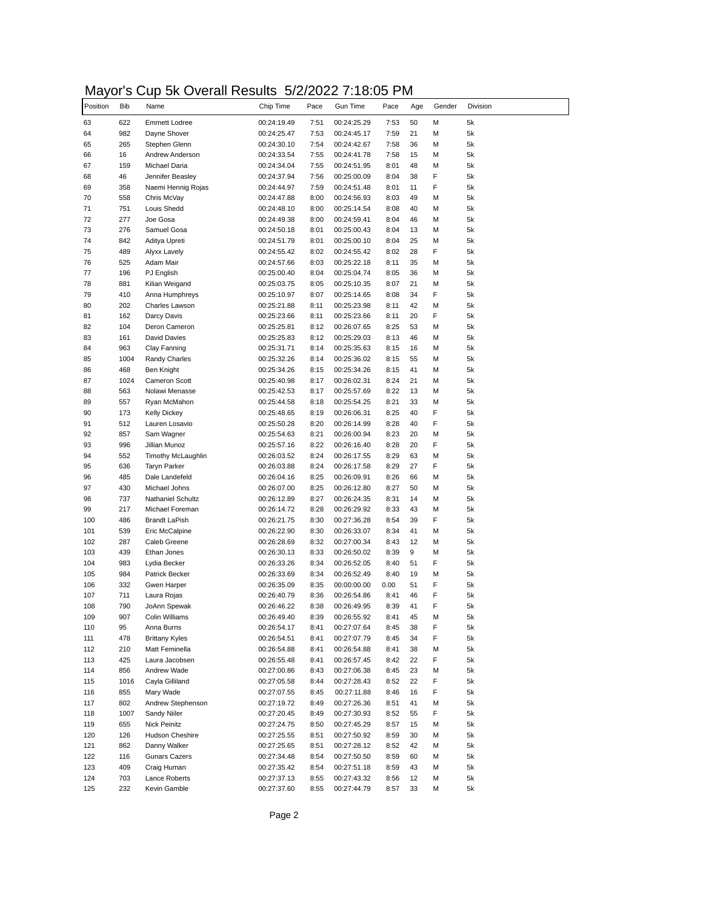# Mayor's Cup 5k Overall Results 5/2/2022 7:18:05 PM

| Position | Bib | Name | Chip Time | Pace | Gun Time | Pace | Age | Gender | Division |
|---|---|---|---|---|---|---|---|---|---|
| 63 | 622 | Emmett Lodree | 00:24:19.49 | 7:51 | 00:24:25.29 | 7:53 | 50 | M | 5k |
| 64 | 982 | Dayne Shover | 00:24:25.47 | 7:53 | 00:24:45.17 | 7:59 | 21 | M | 5k |
| 65 | 265 | Stephen Glenn | 00:24:30.10 | 7:54 | 00:24:42.67 | 7:58 | 36 | M | 5k |
| 66 | 16 | Andrew Anderson | 00:24:33.54 | 7:55 | 00:24:41.78 | 7:58 | 15 | M | 5k |
| 67 | 159 | Michael Daria | 00:24:34.04 | 7:55 | 00:24:51.95 | 8:01 | 48 | M | 5k |
| 68 | 46 | Jennifer Beasley | 00:24:37.94 | 7:56 | 00:25:00.09 | 8:04 | 38 | F | 5k |
| 69 | 358 | Naemi Hennig Rojas | 00:24:44.97 | 7:59 | 00:24:51.48 | 8:01 | 11 | F | 5k |
| 70 | 558 | Chris McVay | 00:24:47.88 | 8:00 | 00:24:56.93 | 8:03 | 49 | M | 5k |
| 71 | 751 | Louis Shedd | 00:24:48.10 | 8:00 | 00:25:14.54 | 8:08 | 40 | M | 5k |
| 72 | 277 | Joe Gosa | 00:24:49.38 | 8:00 | 00:24:59.41 | 8:04 | 46 | M | 5k |
| 73 | 276 | Samuel Gosa | 00:24:50.18 | 8:01 | 00:25:00.43 | 8:04 | 13 | M | 5k |
| 74 | 842 | Aditya Upreti | 00:24:51.79 | 8:01 | 00:25:00.10 | 8:04 | 25 | M | 5k |
| 75 | 489 | Alyxx Lavely | 00:24:55.42 | 8:02 | 00:24:55.42 | 8:02 | 28 | F | 5k |
| 76 | 525 | Adam Mair | 00:24:57.66 | 8:03 | 00:25:22.18 | 8:11 | 35 | M | 5k |
| 77 | 196 | PJ English | 00:25:00.40 | 8:04 | 00:25:04.74 | 8:05 | 36 | M | 5k |
| 78 | 881 | Kilian Weigand | 00:25:03.75 | 8:05 | 00:25:10.35 | 8:07 | 21 | M | 5k |
| 79 | 410 | Anna Humphreys | 00:25:10.97 | 8:07 | 00:25:14.65 | 8:08 | 34 | F | 5k |
| 80 | 202 | Charles Lawson | 00:25:21.88 | 8:11 | 00:25:23.98 | 8:11 | 42 | M | 5k |
| 81 | 162 | Darcy Davis | 00:25:23.66 | 8:11 | 00:25:23.66 | 8:11 | 20 | F | 5k |
| 82 | 104 | Deron Cameron | 00:25:25.81 | 8:12 | 00:26:07.65 | 8:25 | 53 | M | 5k |
| 83 | 161 | David Davies | 00:25:25.83 | 8:12 | 00:25:29.03 | 8:13 | 46 | M | 5k |
| 84 | 963 | Clay Fanning | 00:25:31.71 | 8:14 | 00:25:35.63 | 8:15 | 16 | M | 5k |
| 85 | 1004 | Randy Charles | 00:25:32.26 | 8:14 | 00:25:36.02 | 8:15 | 55 | M | 5k |
| 86 | 468 | Ben Knight | 00:25:34.26 | 8:15 | 00:25:34.26 | 8:15 | 41 | M | 5k |
| 87 | 1024 | Cameron Scott | 00:25:40.98 | 8:17 | 00:26:02.31 | 8:24 | 21 | M | 5k |
| 88 | 563 | Nolawi Menasse | 00:25:42.53 | 8:17 | 00:25:57.69 | 8:22 | 13 | M | 5k |
| 89 | 557 | Ryan McMahon | 00:25:44.58 | 8:18 | 00:25:54.25 | 8:21 | 33 | M | 5k |
| 90 | 173 | Kelly Dickey | 00:25:48.65 | 8:19 | 00:26:06.31 | 8:25 | 40 | F | 5k |
| 91 | 512 | Lauren Losavio | 00:25:50.28 | 8:20 | 00:26:14.99 | 8:28 | 40 | F | 5k |
| 92 | 857 | Sam Wagner | 00:25:54.63 | 8:21 | 00:26:00.94 | 8:23 | 20 | M | 5k |
| 93 | 996 | Jillian Munoz | 00:25:57.16 | 8:22 | 00:26:16.40 | 8:28 | 20 | F | 5k |
| 94 | 552 | Timothy McLaughlin | 00:26:03.52 | 8:24 | 00:26:17.55 | 8:29 | 63 | M | 5k |
| 95 | 636 | Taryn Parker | 00:26:03.88 | 8:24 | 00:26:17.58 | 8:29 | 27 | F | 5k |
| 96 | 485 | Dale Landefeld | 00:26:04.16 | 8:25 | 00:26:09.91 | 8:26 | 66 | M | 5k |
| 97 | 430 | Michael Johns | 00:26:07.00 | 8:25 | 00:26:12.80 | 8:27 | 50 | M | 5k |
| 98 | 737 | Nathaniel Schultz | 00:26:12.89 | 8:27 | 00:26:24.35 | 8:31 | 14 | M | 5k |
| 99 | 217 | Michael Foreman | 00:26:14.72 | 8:28 | 00:26:29.92 | 8:33 | 43 | M | 5k |
| 100 | 486 | Brandt LaPish | 00:26:21.75 | 8:30 | 00:27:36.28 | 8:54 | 39 | F | 5k |
| 101 | 539 | Eric McCalpine | 00:26:22.90 | 8:30 | 00:26:33.07 | 8:34 | 41 | M | 5k |
| 102 | 287 | Caleb Greene | 00:26:28.69 | 8:32 | 00:27:00.34 | 8:43 | 12 | M | 5k |
| 103 | 439 | Ethan Jones | 00:26:30.13 | 8:33 | 00:26:50.02 | 8:39 | 9 | M | 5k |
| 104 | 983 | Lydia Becker | 00:26:33.26 | 8:34 | 00:26:52.05 | 8:40 | 51 | F | 5k |
| 105 | 984 | Patrick Becker | 00:26:33.69 | 8:34 | 00:26:52.49 | 8:40 | 19 | M | 5k |
| 106 | 332 | Gwen Harper | 00:26:35.09 | 8:35 | 00:00:00.00 | 0.00 | 51 | F | 5k |
| 107 | 711 | Laura Rojas | 00:26:40.79 | 8:36 | 00:26:54.86 | 8:41 | 46 | F | 5k |
| 108 | 790 | JoAnn Spewak | 00:26:46.22 | 8:38 | 00:26:49.95 | 8:39 | 41 | F | 5k |
| 109 | 907 | Colin Williams | 00:26:49.40 | 8:39 | 00:26:55.92 | 8:41 | 45 | M | 5k |
| 110 | 95 | Anna Burns | 00:26:54.17 | 8:41 | 00:27:07.64 | 8:45 | 38 | F | 5k |
| 111 | 478 | Brittany Kyles | 00:26:54.51 | 8:41 | 00:27:07.79 | 8:45 | 34 | F | 5k |
| 112 | 210 | Matt Feminella | 00:26:54.88 | 8:41 | 00:26:54.88 | 8:41 | 38 | M | 5k |
| 113 | 425 | Laura Jacobsen | 00:26:55.48 | 8:41 | 00:26:57.45 | 8:42 | 22 | F | 5k |
| 114 | 856 | Andrew Wade | 00:27:00.86 | 8:43 | 00:27:06.38 | 8:45 | 23 | M | 5k |
| 115 | 1016 | Cayla Gilliland | 00:27:05.58 | 8:44 | 00:27:28.43 | 8:52 | 22 | F | 5k |
| 116 | 855 | Mary Wade | 00:27:07.55 | 8:45 | 00:27:11.88 | 8:46 | 16 | F | 5k |
| 117 | 802 | Andrew Stephenson | 00:27:19.72 | 8:49 | 00:27:26.36 | 8:51 | 41 | M | 5k |
| 118 | 1007 | Sandy Niiler | 00:27:20.45 | 8:49 | 00:27:30.93 | 8:52 | 55 | F | 5k |
| 119 | 655 | Nick Peinitz | 00:27:24.75 | 8:50 | 00:27:45.29 | 8:57 | 15 | M | 5k |
| 120 | 126 | Hudson Cheshire | 00:27:25.55 | 8:51 | 00:27:50.92 | 8:59 | 30 | M | 5k |
| 121 | 862 | Danny Walker | 00:27:25.65 | 8:51 | 00:27:28.12 | 8:52 | 42 | M | 5k |
| 122 | 116 | Gunars Cazers | 00:27:34.48 | 8:54 | 00:27:50.50 | 8:59 | 60 | M | 5k |
| 123 | 409 | Craig Human | 00:27:35.42 | 8:54 | 00:27:51.18 | 8:59 | 43 | M | 5k |
| 124 | 703 | Lance Roberts | 00:27:37.13 | 8:55 | 00:27:43.32 | 8:56 | 12 | M | 5k |
| 125 | 232 | Kevin Gamble | 00:27:37.60 | 8:55 | 00:27:44.79 | 8:57 | 33 | M | 5k |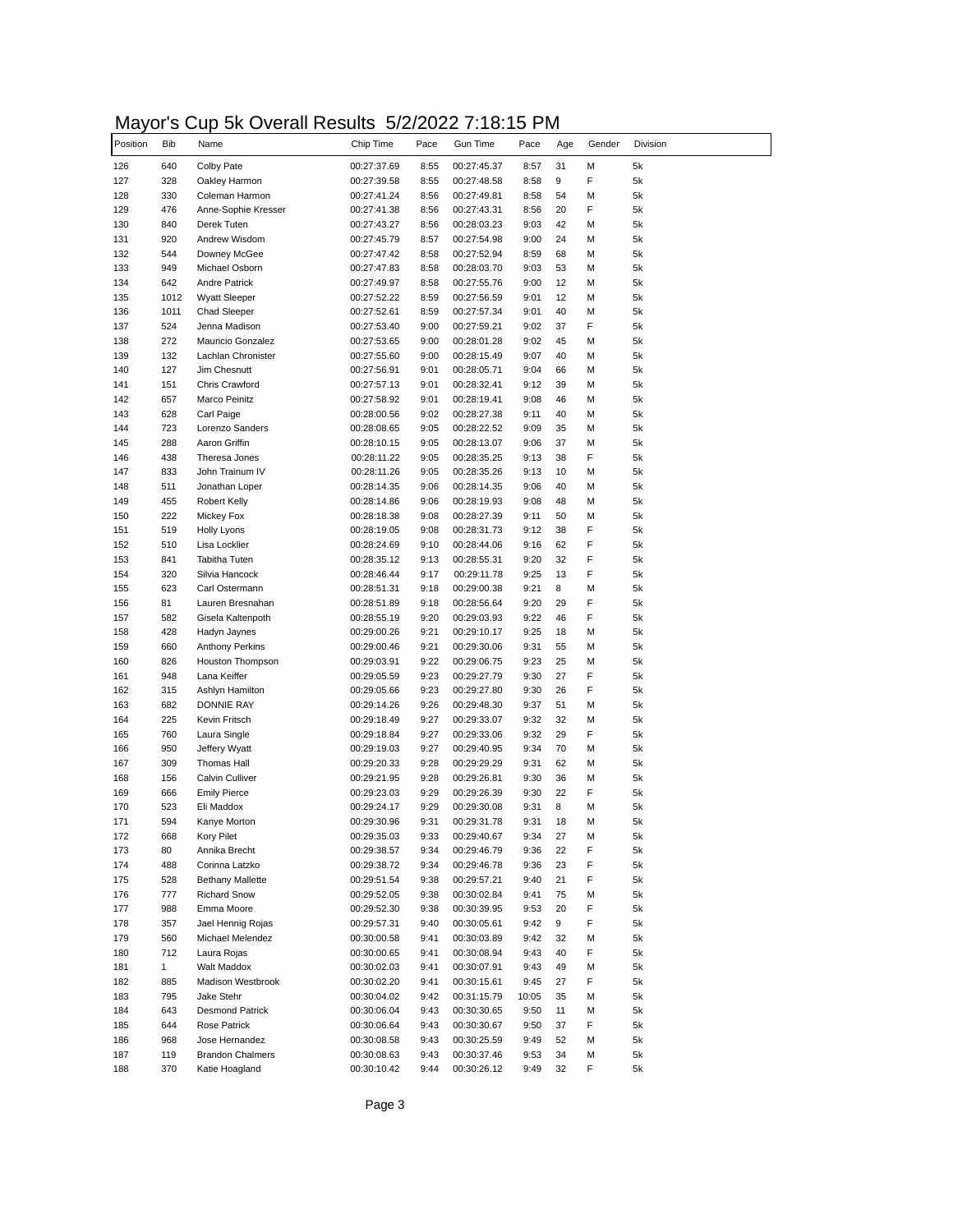# Mayor's Cup 5k Overall Results 5/2/2022 7:18:15 PM

| Position | Bib | Name | Chip Time | Pace | Gun Time | Pace | Age | Gender | Division |
|---|---|---|---|---|---|---|---|---|---|
| 126 | 640 | Colby Pate | 00:27:37.69 | 8:55 | 00:27:45.37 | 8:57 | 31 | M | 5k |
| 127 | 328 | Oakley Harmon | 00:27:39.58 | 8:55 | 00:27:48.58 | 8:58 | 9 | F | 5k |
| 128 | 330 | Coleman Harmon | 00:27:41.24 | 8:56 | 00:27:49.81 | 8:58 | 54 | M | 5k |
| 129 | 476 | Anne-Sophie Kresser | 00:27:41.38 | 8:56 | 00:27:43.31 | 8:56 | 20 | F | 5k |
| 130 | 840 | Derek Tuten | 00:27:43.27 | 8:56 | 00:28:03.23 | 9:03 | 42 | M | 5k |
| 131 | 920 | Andrew Wisdom | 00:27:45.79 | 8:57 | 00:27:54.98 | 9:00 | 24 | M | 5k |
| 132 | 544 | Downey McGee | 00:27:47.42 | 8:58 | 00:27:52.94 | 8:59 | 68 | M | 5k |
| 133 | 949 | Michael Osborn | 00:27:47.83 | 8:58 | 00:28:03.70 | 9:03 | 53 | M | 5k |
| 134 | 642 | Andre Patrick | 00:27:49.97 | 8:58 | 00:27:55.76 | 9:00 | 12 | M | 5k |
| 135 | 1012 | Wyatt Sleeper | 00:27:52.22 | 8:59 | 00:27:56.59 | 9:01 | 12 | M | 5k |
| 136 | 1011 | Chad Sleeper | 00:27:52.61 | 8:59 | 00:27:57.34 | 9:01 | 40 | M | 5k |
| 137 | 524 | Jenna Madison | 00:27:53.40 | 9:00 | 00:27:59.21 | 9:02 | 37 | F | 5k |
| 138 | 272 | Mauricio Gonzalez | 00:27:53.65 | 9:00 | 00:28:01.28 | 9:02 | 45 | M | 5k |
| 139 | 132 | Lachlan Chronister | 00:27:55.60 | 9:00 | 00:28:15.49 | 9:07 | 40 | M | 5k |
| 140 | 127 | Jim Chesnutt | 00:27:56.91 | 9:01 | 00:28:05.71 | 9:04 | 66 | M | 5k |
| 141 | 151 | Chris Crawford | 00:27:57.13 | 9:01 | 00:28:32.41 | 9:12 | 39 | M | 5k |
| 142 | 657 | Marco Peinitz | 00:27:58.92 | 9:01 | 00:28:19.41 | 9:08 | 46 | M | 5k |
| 143 | 628 | Carl Paige | 00:28:00.56 | 9:02 | 00:28:27.38 | 9:11 | 40 | M | 5k |
| 144 | 723 | Lorenzo Sanders | 00:28:08.65 | 9:05 | 00:28:22.52 | 9:09 | 35 | M | 5k |
| 145 | 288 | Aaron Griffin | 00:28:10.15 | 9:05 | 00:28:13.07 | 9:06 | 37 | M | 5k |
| 146 | 438 | Theresa Jones | 00:28:11.22 | 9:05 | 00:28:35.25 | 9:13 | 38 | F | 5k |
| 147 | 833 | John Trainum IV | 00:28:11.26 | 9:05 | 00:28:35.26 | 9:13 | 10 | M | 5k |
| 148 | 511 | Jonathan Loper | 00:28:14.35 | 9:06 | 00:28:14.35 | 9:06 | 40 | M | 5k |
| 149 | 455 | Robert Kelly | 00:28:14.86 | 9:06 | 00:28:19.93 | 9:08 | 48 | M | 5k |
| 150 | 222 | Mickey Fox | 00:28:18.38 | 9:08 | 00:28:27.39 | 9:11 | 50 | M | 5k |
| 151 | 519 | Holly Lyons | 00:28:19.05 | 9:08 | 00:28:31.73 | 9:12 | 38 | F | 5k |
| 152 | 510 | Lisa Locklier | 00:28:24.69 | 9:10 | 00:28:44.06 | 9:16 | 62 | F | 5k |
| 153 | 841 | Tabitha Tuten | 00:28:35.12 | 9:13 | 00:28:55.31 | 9:20 | 32 | F | 5k |
| 154 | 320 | Silvia Hancock | 00:28:46.44 | 9:17 | 00:29:11.78 | 9:25 | 13 | F | 5k |
| 155 | 623 | Carl Ostermann | 00:28:51.31 | 9:18 | 00:29:00.38 | 9:21 | 8 | M | 5k |
| 156 | 81 | Lauren Bresnahan | 00:28:51.89 | 9:18 | 00:28:56.64 | 9:20 | 29 | F | 5k |
| 157 | 582 | Gisela Kaltenpoth | 00:28:55.19 | 9:20 | 00:29:03.93 | 9:22 | 46 | F | 5k |
| 158 | 428 | Hadyn Jaynes | 00:29:00.26 | 9:21 | 00:29:10.17 | 9:25 | 18 | M | 5k |
| 159 | 660 | Anthony Perkins | 00:29:00.46 | 9:21 | 00:29:30.06 | 9:31 | 55 | M | 5k |
| 160 | 826 | Houston Thompson | 00:29:03.91 | 9:22 | 00:29:06.75 | 9:23 | 25 | M | 5k |
| 161 | 948 | Lana Keiffer | 00:29:05.59 | 9:23 | 00:29:27.79 | 9:30 | 27 | F | 5k |
| 162 | 315 | Ashlyn Hamilton | 00:29:05.66 | 9:23 | 00:29:27.80 | 9:30 | 26 | F | 5k |
| 163 | 682 | DONNIE RAY | 00:29:14.26 | 9:26 | 00:29:48.30 | 9:37 | 51 | M | 5k |
| 164 | 225 | Kevin Fritsch | 00:29:18.49 | 9:27 | 00:29:33.07 | 9:32 | 32 | M | 5k |
| 165 | 760 | Laura Single | 00:29:18.84 | 9:27 | 00:29:33.06 | 9:32 | 29 | F | 5k |
| 166 | 950 | Jeffery Wyatt | 00:29:19.03 | 9:27 | 00:29:40.95 | 9:34 | 70 | M | 5k |
| 167 | 309 | Thomas Hall | 00:29:20.33 | 9:28 | 00:29:29.29 | 9:31 | 62 | M | 5k |
| 168 | 156 | Calvin Culliver | 00:29:21.95 | 9:28 | 00:29:26.81 | 9:30 | 36 | M | 5k |
| 169 | 666 | Emily Pierce | 00:29:23.03 | 9:29 | 00:29:26.39 | 9:30 | 22 | F | 5k |
| 170 | 523 | Eli Maddox | 00:29:24.17 | 9:29 | 00:29:30.08 | 9:31 | 8 | M | 5k |
| 171 | 594 | Kanye Morton | 00:29:30.96 | 9:31 | 00:29:31.78 | 9:31 | 18 | M | 5k |
| 172 | 668 | Kory Pilet | 00:29:35.03 | 9:33 | 00:29:40.67 | 9:34 | 27 | M | 5k |
| 173 | 80 | Annika Brecht | 00:29:38.57 | 9:34 | 00:29:46.79 | 9:36 | 22 | F | 5k |
| 174 | 488 | Corinna Latzko | 00:29:38.72 | 9:34 | 00:29:46.78 | 9:36 | 23 | F | 5k |
| 175 | 528 | Bethany Mallette | 00:29:51.54 | 9:38 | 00:29:57.21 | 9:40 | 21 | F | 5k |
| 176 | 777 | Richard Snow | 00:29:52.05 | 9:38 | 00:30:02.84 | 9:41 | 75 | M | 5k |
| 177 | 988 | Emma Moore | 00:29:52.30 | 9:38 | 00:30:39.95 | 9:53 | 20 | F | 5k |
| 178 | 357 | Jael Hennig Rojas | 00:29:57.31 | 9:40 | 00:30:05.61 | 9:42 | 9 | F | 5k |
| 179 | 560 | Michael Melendez | 00:30:00.58 | 9:41 | 00:30:03.89 | 9:42 | 32 | M | 5k |
| 180 | 712 | Laura Rojas | 00:30:00.65 | 9:41 | 00:30:08.94 | 9:43 | 40 | F | 5k |
| 181 | 1 | Walt Maddox | 00:30:02.03 | 9:41 | 00:30:07.91 | 9:43 | 49 | M | 5k |
| 182 | 885 | Madison Westbrook | 00:30:02.20 | 9:41 | 00:30:15.61 | 9:45 | 27 | F | 5k |
| 183 | 795 | Jake Stehr | 00:30:04.02 | 9:42 | 00:31:15.79 | 10:05 | 35 | M | 5k |
| 184 | 643 | Desmond Patrick | 00:30:06.04 | 9:43 | 00:30:30.65 | 9:50 | 11 | M | 5k |
| 185 | 644 | Rose Patrick | 00:30:06.64 | 9:43 | 00:30:30.67 | 9:50 | 37 | F | 5k |
| 186 | 968 | Jose Hernandez | 00:30:08.58 | 9:43 | 00:30:25.59 | 9:49 | 52 | M | 5k |
| 187 | 119 | Brandon Chalmers | 00:30:08.63 | 9:43 | 00:30:37.46 | 9:53 | 34 | M | 5k |
| 188 | 370 | Katie Hoagland | 00:30:10.42 | 9:44 | 00:30:26.12 | 9:49 | 32 | F | 5k |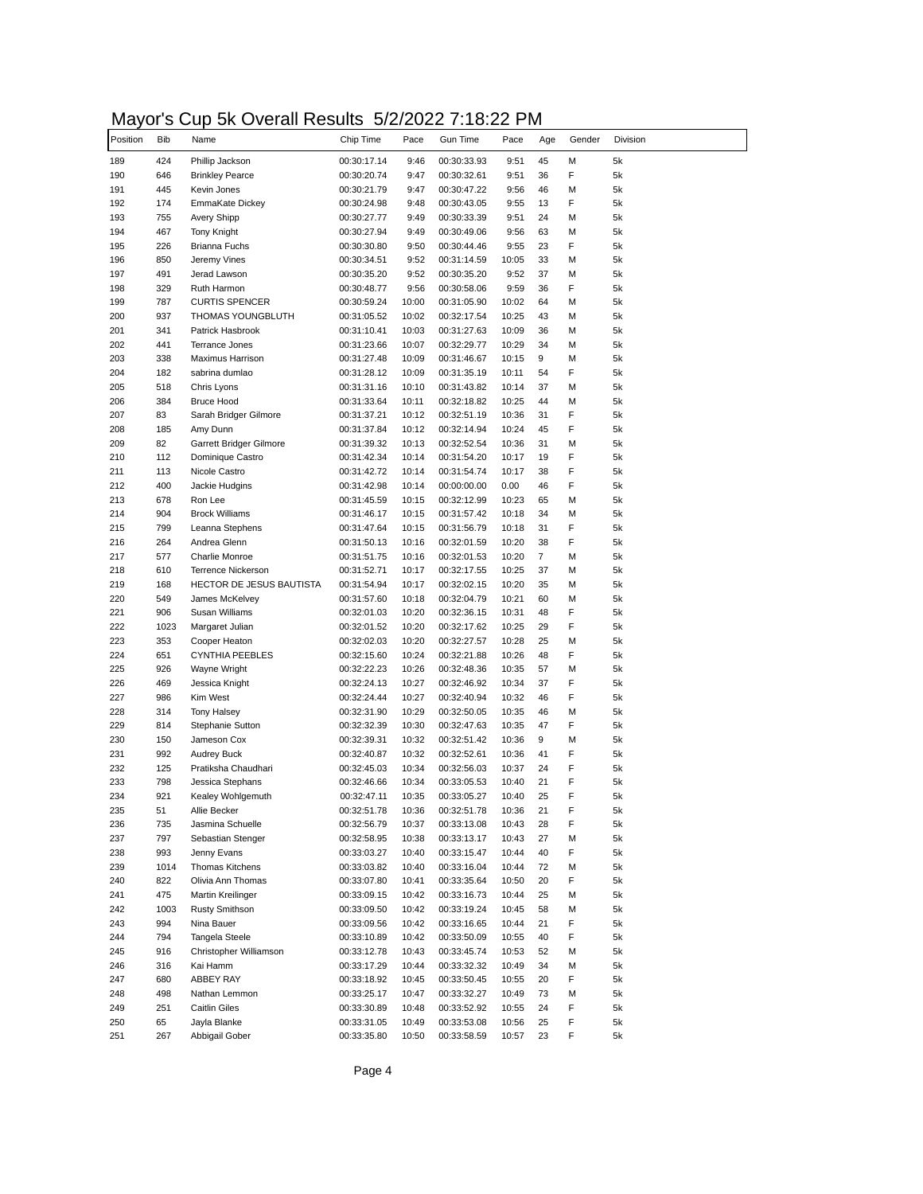# Mayor's Cup 5k Overall Results 5/2/2022 7:18:22 PM

| Position | Bib | Name | Chip Time | Pace | Gun Time | Pace | Age | Gender | Division |
|---|---|---|---|---|---|---|---|---|---|
| 189 | 424 | Phillip Jackson | 00:30:17.14 | 9:46 | 00:30:33.93 | 9:51 | 45 | M | 5k |
| 190 | 646 | Brinkley Pearce | 00:30:20.74 | 9:47 | 00:30:32.61 | 9:51 | 36 | F | 5k |
| 191 | 445 | Kevin Jones | 00:30:21.79 | 9:47 | 00:30:47.22 | 9:56 | 46 | M | 5k |
| 192 | 174 | EmmaKate Dickey | 00:30:24.98 | 9:48 | 00:30:43.05 | 9:55 | 13 | F | 5k |
| 193 | 755 | Avery Shipp | 00:30:27.77 | 9:49 | 00:30:33.39 | 9:51 | 24 | M | 5k |
| 194 | 467 | Tony Knight | 00:30:27.94 | 9:49 | 00:30:49.06 | 9:56 | 63 | M | 5k |
| 195 | 226 | Brianna Fuchs | 00:30:30.80 | 9:50 | 00:30:44.46 | 9:55 | 23 | F | 5k |
| 196 | 850 | Jeremy Vines | 00:30:34.51 | 9:52 | 00:31:14.59 | 10:05 | 33 | M | 5k |
| 197 | 491 | Jerad Lawson | 00:30:35.20 | 9:52 | 00:30:35.20 | 9:52 | 37 | M | 5k |
| 198 | 329 | Ruth Harmon | 00:30:48.77 | 9:56 | 00:30:58.06 | 9:59 | 36 | F | 5k |
| 199 | 787 | CURTIS SPENCER | 00:30:59.24 | 10:00 | 00:31:05.90 | 10:02 | 64 | M | 5k |
| 200 | 937 | THOMAS YOUNGBLUTH | 00:31:05.52 | 10:02 | 00:32:17.54 | 10:25 | 43 | M | 5k |
| 201 | 341 | Patrick Hasbrook | 00:31:10.41 | 10:03 | 00:31:27.63 | 10:09 | 36 | M | 5k |
| 202 | 441 | Terrance Jones | 00:31:23.66 | 10:07 | 00:32:29.77 | 10:29 | 34 | M | 5k |
| 203 | 338 | Maximus Harrison | 00:31:27.48 | 10:09 | 00:31:46.67 | 10:15 | 9 | M | 5k |
| 204 | 182 | sabrina dumlao | 00:31:28.12 | 10:09 | 00:31:35.19 | 10:11 | 54 | F | 5k |
| 205 | 518 | Chris Lyons | 00:31:31.16 | 10:10 | 00:31:43.82 | 10:14 | 37 | M | 5k |
| 206 | 384 | Bruce Hood | 00:31:33.64 | 10:11 | 00:32:18.82 | 10:25 | 44 | M | 5k |
| 207 | 83 | Sarah Bridger Gilmore | 00:31:37.21 | 10:12 | 00:32:51.19 | 10:36 | 31 | F | 5k |
| 208 | 185 | Amy Dunn | 00:31:37.84 | 10:12 | 00:32:14.94 | 10:24 | 45 | F | 5k |
| 209 | 82 | Garrett Bridger Gilmore | 00:31:39.32 | 10:13 | 00:32:52.54 | 10:36 | 31 | M | 5k |
| 210 | 112 | Dominique Castro | 00:31:42.34 | 10:14 | 00:31:54.20 | 10:17 | 19 | F | 5k |
| 211 | 113 | Nicole Castro | 00:31:42.72 | 10:14 | 00:31:54.74 | 10:17 | 38 | F | 5k |
| 212 | 400 | Jackie Hudgins | 00:31:42.98 | 10:14 | 00:00:00.00 | 0.00 | 46 | F | 5k |
| 213 | 678 | Ron Lee | 00:31:45.59 | 10:15 | 00:32:12.99 | 10:23 | 65 | M | 5k |
| 214 | 904 | Brock Williams | 00:31:46.17 | 10:15 | 00:31:57.42 | 10:18 | 34 | M | 5k |
| 215 | 799 | Leanna Stephens | 00:31:47.64 | 10:15 | 00:31:56.79 | 10:18 | 31 | F | 5k |
| 216 | 264 | Andrea Glenn | 00:31:50.13 | 10:16 | 00:32:01.59 | 10:20 | 38 | F | 5k |
| 217 | 577 | Charlie Monroe | 00:31:51.75 | 10:16 | 00:32:01.53 | 10:20 | 7 | M | 5k |
| 218 | 610 | Terrence Nickerson | 00:31:52.71 | 10:17 | 00:32:17.55 | 10:25 | 37 | M | 5k |
| 219 | 168 | HECTOR DE JESUS BAUTISTA | 00:31:54.94 | 10:17 | 00:32:02.15 | 10:20 | 35 | M | 5k |
| 220 | 549 | James McKelvey | 00:31:57.60 | 10:18 | 00:32:04.79 | 10:21 | 60 | M | 5k |
| 221 | 906 | Susan Williams | 00:32:01.03 | 10:20 | 00:32:36.15 | 10:31 | 48 | F | 5k |
| 222 | 1023 | Margaret Julian | 00:32:01.52 | 10:20 | 00:32:17.62 | 10:25 | 29 | F | 5k |
| 223 | 353 | Cooper Heaton | 00:32:02.03 | 10:20 | 00:32:27.57 | 10:28 | 25 | M | 5k |
| 224 | 651 | CYNTHIA PEEBLES | 00:32:15.60 | 10:24 | 00:32:21.88 | 10:26 | 48 | F | 5k |
| 225 | 926 | Wayne Wright | 00:32:22.23 | 10:26 | 00:32:48.36 | 10:35 | 57 | M | 5k |
| 226 | 469 | Jessica Knight | 00:32:24.13 | 10:27 | 00:32:46.92 | 10:34 | 37 | F | 5k |
| 227 | 986 | Kim West | 00:32:24.44 | 10:27 | 00:32:40.94 | 10:32 | 46 | F | 5k |
| 228 | 314 | Tony Halsey | 00:32:31.90 | 10:29 | 00:32:50.05 | 10:35 | 46 | M | 5k |
| 229 | 814 | Stephanie Sutton | 00:32:32.39 | 10:30 | 00:32:47.63 | 10:35 | 47 | F | 5k |
| 230 | 150 | Jameson Cox | 00:32:39.31 | 10:32 | 00:32:51.42 | 10:36 | 9 | M | 5k |
| 231 | 992 | Audrey Buck | 00:32:40.87 | 10:32 | 00:32:52.61 | 10:36 | 41 | F | 5k |
| 232 | 125 | Pratiksha Chaudhari | 00:32:45.03 | 10:34 | 00:32:56.03 | 10:37 | 24 | F | 5k |
| 233 | 798 | Jessica Stephans | 00:32:46.66 | 10:34 | 00:33:05.53 | 10:40 | 21 | F | 5k |
| 234 | 921 | Kealey Wohlgemuth | 00:32:47.11 | 10:35 | 00:33:05.27 | 10:40 | 25 | F | 5k |
| 235 | 51 | Allie Becker | 00:32:51.78 | 10:36 | 00:32:51.78 | 10:36 | 21 | F | 5k |
| 236 | 735 | Jasmina Schuelle | 00:32:56.79 | 10:37 | 00:33:13.08 | 10:43 | 28 | F | 5k |
| 237 | 797 | Sebastian Stenger | 00:32:58.95 | 10:38 | 00:33:13.17 | 10:43 | 27 | M | 5k |
| 238 | 993 | Jenny Evans | 00:33:03.27 | 10:40 | 00:33:15.47 | 10:44 | 40 | F | 5k |
| 239 | 1014 | Thomas Kitchens | 00:33:03.82 | 10:40 | 00:33:16.04 | 10:44 | 72 | M | 5k |
| 240 | 822 | Olivia Ann Thomas | 00:33:07.80 | 10:41 | 00:33:35.64 | 10:50 | 20 | F | 5k |
| 241 | 475 | Martin Kreilinger | 00:33:09.15 | 10:42 | 00:33:16.73 | 10:44 | 25 | M | 5k |
| 242 | 1003 | Rusty Smithson | 00:33:09.50 | 10:42 | 00:33:19.24 | 10:45 | 58 | M | 5k |
| 243 | 994 | Nina Bauer | 00:33:09.56 | 10:42 | 00:33:16.65 | 10:44 | 21 | F | 5k |
| 244 | 794 | Tangela Steele | 00:33:10.89 | 10:42 | 00:33:50.09 | 10:55 | 40 | F | 5k |
| 245 | 916 | Christopher Williamson | 00:33:12.78 | 10:43 | 00:33:45.74 | 10:53 | 52 | M | 5k |
| 246 | 316 | Kai Hamm | 00:33:17.29 | 10:44 | 00:33:32.32 | 10:49 | 34 | M | 5k |
| 247 | 680 | ABBEY RAY | 00:33:18.92 | 10:45 | 00:33:50.45 | 10:55 | 20 | F | 5k |
| 248 | 498 | Nathan Lemmon | 00:33:25.17 | 10:47 | 00:33:32.27 | 10:49 | 73 | M | 5k |
| 249 | 251 | Caitlin Giles | 00:33:30.89 | 10:48 | 00:33:52.92 | 10:55 | 24 | F | 5k |
| 250 | 65 | Jayla Blanke | 00:33:31.05 | 10:49 | 00:33:53.08 | 10:56 | 25 | F | 5k |
| 251 | 267 | Abbigail Gober | 00:33:35.80 | 10:50 | 00:33:58.59 | 10:57 | 23 | F | 5k |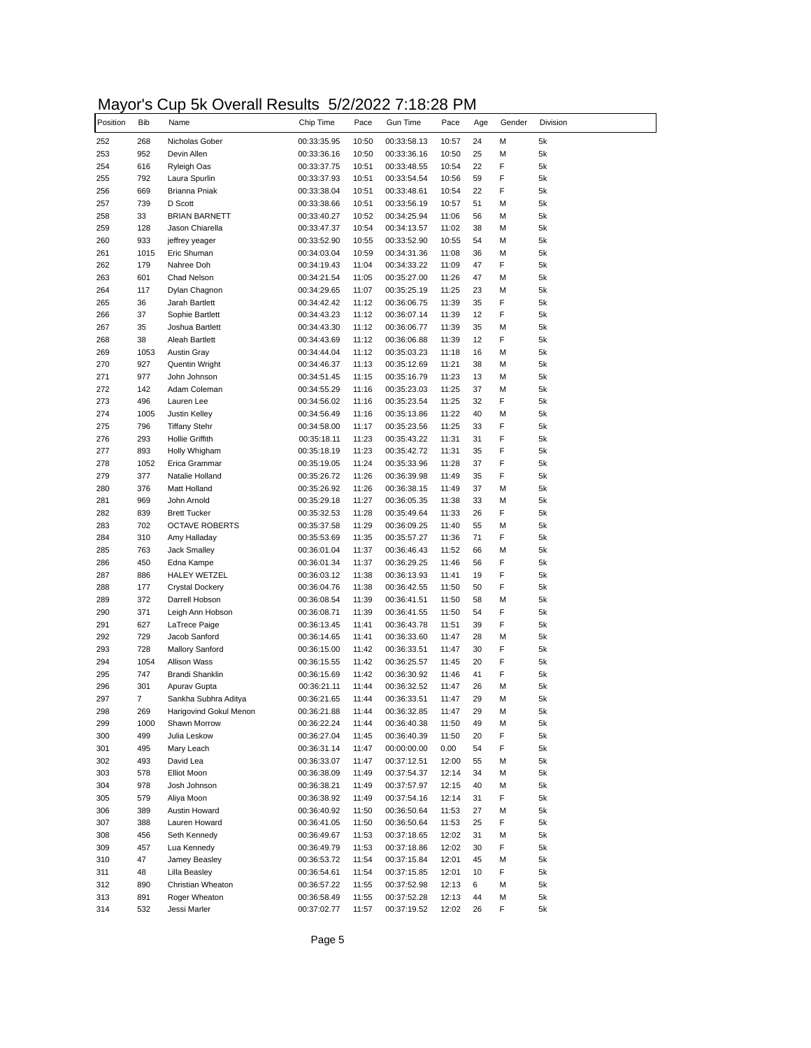# Mayor's Cup 5k Overall Results 5/2/2022 7:18:28 PM

| Position | Bib | Name | Chip Time | Pace | Gun Time | Pace | Age | Gender | Division |
|---|---|---|---|---|---|---|---|---|---|
| 252 | 268 | Nicholas Gober | 00:33:35.95 | 10:50 | 00:33:58.13 | 10:57 | 24 | M | 5k |
| 253 | 952 | Devin Allen | 00:33:36.16 | 10:50 | 00:33:36.16 | 10:50 | 25 | M | 5k |
| 254 | 616 | Ryleigh Oas | 00:33:37.75 | 10:51 | 00:33:48.55 | 10:54 | 22 | F | 5k |
| 255 | 792 | Laura Spurlin | 00:33:37.93 | 10:51 | 00:33:54.54 | 10:56 | 59 | F | 5k |
| 256 | 669 | Brianna Pniak | 00:33:38.04 | 10:51 | 00:33:48.61 | 10:54 | 22 | F | 5k |
| 257 | 739 | D Scott | 00:33:38.66 | 10:51 | 00:33:56.19 | 10:57 | 51 | M | 5k |
| 258 | 33 | BRIAN BARNETT | 00:33:40.27 | 10:52 | 00:34:25.94 | 11:06 | 56 | M | 5k |
| 259 | 128 | Jason Chiarella | 00:33:47.37 | 10:54 | 00:34:13.57 | 11:02 | 38 | M | 5k |
| 260 | 933 | jeffrey yeager | 00:33:52.90 | 10:55 | 00:33:52.90 | 10:55 | 54 | M | 5k |
| 261 | 1015 | Eric Shuman | 00:34:03.04 | 10:59 | 00:34:31.36 | 11:08 | 36 | M | 5k |
| 262 | 179 | Nahree Doh | 00:34:19.43 | 11:04 | 00:34:33.22 | 11:09 | 47 | F | 5k |
| 263 | 601 | Chad Nelson | 00:34:21.54 | 11:05 | 00:35:27.00 | 11:26 | 47 | M | 5k |
| 264 | 117 | Dylan Chagnon | 00:34:29.65 | 11:07 | 00:35:25.19 | 11:25 | 23 | M | 5k |
| 265 | 36 | Jarah Bartlett | 00:34:42.42 | 11:12 | 00:36:06.75 | 11:39 | 35 | F | 5k |
| 266 | 37 | Sophie Bartlett | 00:34:43.23 | 11:12 | 00:36:07.14 | 11:39 | 12 | F | 5k |
| 267 | 35 | Joshua Bartlett | 00:34:43.30 | 11:12 | 00:36:06.77 | 11:39 | 35 | M | 5k |
| 268 | 38 | Aleah Bartlett | 00:34:43.69 | 11:12 | 00:36:06.88 | 11:39 | 12 | F | 5k |
| 269 | 1053 | Austin Gray | 00:34:44.04 | 11:12 | 00:35:03.23 | 11:18 | 16 | M | 5k |
| 270 | 927 | Quentin Wright | 00:34:46.37 | 11:13 | 00:35:12.69 | 11:21 | 38 | M | 5k |
| 271 | 977 | John Johnson | 00:34:51.45 | 11:15 | 00:35:16.79 | 11:23 | 13 | M | 5k |
| 272 | 142 | Adam Coleman | 00:34:55.29 | 11:16 | 00:35:23.03 | 11:25 | 37 | M | 5k |
| 273 | 496 | Lauren Lee | 00:34:56.02 | 11:16 | 00:35:23.54 | 11:25 | 32 | F | 5k |
| 274 | 1005 | Justin Kelley | 00:34:56.49 | 11:16 | 00:35:13.86 | 11:22 | 40 | M | 5k |
| 275 | 796 | Tiffany Stehr | 00:34:58.00 | 11:17 | 00:35:23.56 | 11:25 | 33 | F | 5k |
| 276 | 293 | Hollie Griffith | 00:35:18.11 | 11:23 | 00:35:43.22 | 11:31 | 31 | F | 5k |
| 277 | 893 | Holly Whigham | 00:35:18.19 | 11:23 | 00:35:42.72 | 11:31 | 35 | F | 5k |
| 278 | 1052 | Erica Grammar | 00:35:19.05 | 11:24 | 00:35:33.96 | 11:28 | 37 | F | 5k |
| 279 | 377 | Natalie Holland | 00:35:26.72 | 11:26 | 00:36:39.98 | 11:49 | 35 | F | 5k |
| 280 | 376 | Matt Holland | 00:35:26.92 | 11:26 | 00:36:38.15 | 11:49 | 37 | M | 5k |
| 281 | 969 | John Arnold | 00:35:29.18 | 11:27 | 00:36:05.35 | 11:38 | 33 | M | 5k |
| 282 | 839 | Brett Tucker | 00:35:32.53 | 11:28 | 00:35:49.64 | 11:33 | 26 | F | 5k |
| 283 | 702 | OCTAVE ROBERTS | 00:35:37.58 | 11:29 | 00:36:09.25 | 11:40 | 55 | M | 5k |
| 284 | 310 | Amy Halladay | 00:35:53.69 | 11:35 | 00:35:57.27 | 11:36 | 71 | F | 5k |
| 285 | 763 | Jack Smalley | 00:36:01.04 | 11:37 | 00:36:46.43 | 11:52 | 66 | M | 5k |
| 286 | 450 | Edna Kampe | 00:36:01.34 | 11:37 | 00:36:29.25 | 11:46 | 56 | F | 5k |
| 287 | 886 | HALEY WETZEL | 00:36:03.12 | 11:38 | 00:36:13.93 | 11:41 | 19 | F | 5k |
| 288 | 177 | Crystal Dockery | 00:36:04.76 | 11:38 | 00:36:42.55 | 11:50 | 50 | F | 5k |
| 289 | 372 | Darrell Hobson | 00:36:08.54 | 11:39 | 00:36:41.51 | 11:50 | 58 | M | 5k |
| 290 | 371 | Leigh Ann Hobson | 00:36:08.71 | 11:39 | 00:36:41.55 | 11:50 | 54 | F | 5k |
| 291 | 627 | LaTrece Paige | 00:36:13.45 | 11:41 | 00:36:43.78 | 11:51 | 39 | F | 5k |
| 292 | 729 | Jacob Sanford | 00:36:14.65 | 11:41 | 00:36:33.60 | 11:47 | 28 | M | 5k |
| 293 | 728 | Mallory Sanford | 00:36:15.00 | 11:42 | 00:36:33.51 | 11:47 | 30 | F | 5k |
| 294 | 1054 | Allison Wass | 00:36:15.55 | 11:42 | 00:36:25.57 | 11:45 | 20 | F | 5k |
| 295 | 747 | Brandi Shanklin | 00:36:15.69 | 11:42 | 00:36:30.92 | 11:46 | 41 | F | 5k |
| 296 | 301 | Apurav Gupta | 00:36:21.11 | 11:44 | 00:36:32.52 | 11:47 | 26 | M | 5k |
| 297 | 7 | Sankha Subhra Aditya | 00:36:21.65 | 11:44 | 00:36:33.51 | 11:47 | 29 | M | 5k |
| 298 | 269 | Harigovind Gokul Menon | 00:36:21.88 | 11:44 | 00:36:32.85 | 11:47 | 29 | M | 5k |
| 299 | 1000 | Shawn Morrow | 00:36:22.24 | 11:44 | 00:36:40.38 | 11:50 | 49 | M | 5k |
| 300 | 499 | Julia Leskow | 00:36:27.04 | 11:45 | 00:36:40.39 | 11:50 | 20 | F | 5k |
| 301 | 495 | Mary Leach | 00:36:31.14 | 11:47 | 00:00:00.00 | 0.00 | 54 | F | 5k |
| 302 | 493 | David Lea | 00:36:33.07 | 11:47 | 00:37:12.51 | 12:00 | 55 | M | 5k |
| 303 | 578 | Elliot Moon | 00:36:38.09 | 11:49 | 00:37:54.37 | 12:14 | 34 | M | 5k |
| 304 | 978 | Josh Johnson | 00:36:38.21 | 11:49 | 00:37:57.97 | 12:15 | 40 | M | 5k |
| 305 | 579 | Aliya Moon | 00:36:38.92 | 11:49 | 00:37:54.16 | 12:14 | 31 | F | 5k |
| 306 | 389 | Austin Howard | 00:36:40.92 | 11:50 | 00:36:50.64 | 11:53 | 27 | M | 5k |
| 307 | 388 | Lauren Howard | 00:36:41.05 | 11:50 | 00:36:50.64 | 11:53 | 25 | F | 5k |
| 308 | 456 | Seth Kennedy | 00:36:49.67 | 11:53 | 00:37:18.65 | 12:02 | 31 | M | 5k |
| 309 | 457 | Lua Kennedy | 00:36:49.79 | 11:53 | 00:37:18.86 | 12:02 | 30 | F | 5k |
| 310 | 47 | Jamey Beasley | 00:36:53.72 | 11:54 | 00:37:15.84 | 12:01 | 45 | M | 5k |
| 311 | 48 | Lilla Beasley | 00:36:54.61 | 11:54 | 00:37:15.85 | 12:01 | 10 | F | 5k |
| 312 | 890 | Christian Wheaton | 00:36:57.22 | 11:55 | 00:37:52.98 | 12:13 | 6 | M | 5k |
| 313 | 891 | Roger Wheaton | 00:36:58.49 | 11:55 | 00:37:52.28 | 12:13 | 44 | M | 5k |
| 314 | 532 | Jessi Marler | 00:37:02.77 | 11:57 | 00:37:19.52 | 12:02 | 26 | F | 5k |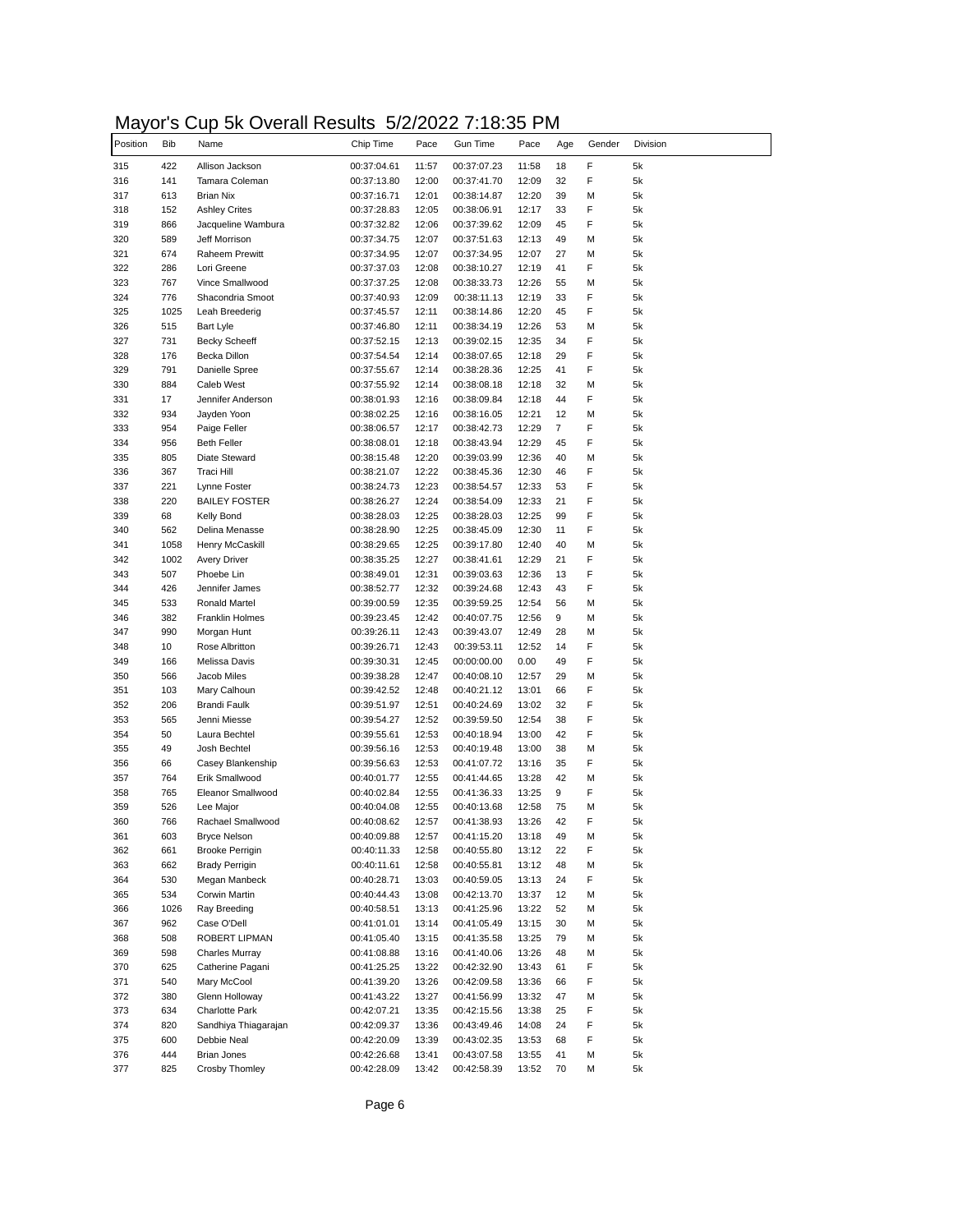# Mayor's Cup 5k Overall Results 5/2/2022 7:18:35 PM

| Position | Bib | Name | Chip Time | Pace | Gun Time | Pace | Age | Gender | Division |
|---|---|---|---|---|---|---|---|---|---|
| 315 | 422 | Allison Jackson | 00:37:04.61 | 11:57 | 00:37:07.23 | 11:58 | 18 | F | 5k |
| 316 | 141 | Tamara Coleman | 00:37:13.80 | 12:00 | 00:37:41.70 | 12:09 | 32 | F | 5k |
| 317 | 613 | Brian Nix | 00:37:16.71 | 12:01 | 00:38:14.87 | 12:20 | 39 | M | 5k |
| 318 | 152 | Ashley Crites | 00:37:28.83 | 12:05 | 00:38:06.91 | 12:17 | 33 | F | 5k |
| 319 | 866 | Jacqueline Wambura | 00:37:32.82 | 12:06 | 00:37:39.62 | 12:09 | 45 | F | 5k |
| 320 | 589 | Jeff Morrison | 00:37:34.75 | 12:07 | 00:37:51.63 | 12:13 | 49 | M | 5k |
| 321 | 674 | Raheem Prewitt | 00:37:34.95 | 12:07 | 00:37:34.95 | 12:07 | 27 | M | 5k |
| 322 | 286 | Lori Greene | 00:37:37.03 | 12:08 | 00:38:10.27 | 12:19 | 41 | F | 5k |
| 323 | 767 | Vince Smallwood | 00:37:37.25 | 12:08 | 00:38:33.73 | 12:26 | 55 | M | 5k |
| 324 | 776 | Shacondria Smoot | 00:37:40.93 | 12:09 | 00:38:11.13 | 12:19 | 33 | F | 5k |
| 325 | 1025 | Leah Breederig | 00:37:45.57 | 12:11 | 00:38:14.86 | 12:20 | 45 | F | 5k |
| 326 | 515 | Bart Lyle | 00:37:46.80 | 12:11 | 00:38:34.19 | 12:26 | 53 | M | 5k |
| 327 | 731 | Becky Scheeff | 00:37:52.15 | 12:13 | 00:39:02.15 | 12:35 | 34 | F | 5k |
| 328 | 176 | Becka Dillon | 00:37:54.54 | 12:14 | 00:38:07.65 | 12:18 | 29 | F | 5k |
| 329 | 791 | Danielle Spree | 00:37:55.67 | 12:14 | 00:38:28.36 | 12:25 | 41 | F | 5k |
| 330 | 884 | Caleb West | 00:37:55.92 | 12:14 | 00:38:08.18 | 12:18 | 32 | M | 5k |
| 331 | 17 | Jennifer Anderson | 00:38:01.93 | 12:16 | 00:38:09.84 | 12:18 | 44 | F | 5k |
| 332 | 934 | Jayden Yoon | 00:38:02.25 | 12:16 | 00:38:16.05 | 12:21 | 12 | M | 5k |
| 333 | 954 | Paige Feller | 00:38:06.57 | 12:17 | 00:38:42.73 | 12:29 | 7 | F | 5k |
| 334 | 956 | Beth Feller | 00:38:08.01 | 12:18 | 00:38:43.94 | 12:29 | 45 | F | 5k |
| 335 | 805 | Diate Steward | 00:38:15.48 | 12:20 | 00:39:03.99 | 12:36 | 40 | M | 5k |
| 336 | 367 | Traci Hill | 00:38:21.07 | 12:22 | 00:38:45.36 | 12:30 | 46 | F | 5k |
| 337 | 221 | Lynne Foster | 00:38:24.73 | 12:23 | 00:38:54.57 | 12:33 | 53 | F | 5k |
| 338 | 220 | BAILEY FOSTER | 00:38:26.27 | 12:24 | 00:38:54.09 | 12:33 | 21 | F | 5k |
| 339 | 68 | Kelly Bond | 00:38:28.03 | 12:25 | 00:38:28.03 | 12:25 | 99 | F | 5k |
| 340 | 562 | Delina Menasse | 00:38:28.90 | 12:25 | 00:38:45.09 | 12:30 | 11 | F | 5k |
| 341 | 1058 | Henry McCaskill | 00:38:29.65 | 12:25 | 00:39:17.80 | 12:40 | 40 | M | 5k |
| 342 | 1002 | Avery Driver | 00:38:35.25 | 12:27 | 00:38:41.61 | 12:29 | 21 | F | 5k |
| 343 | 507 | Phoebe Lin | 00:38:49.01 | 12:31 | 00:39:03.63 | 12:36 | 13 | F | 5k |
| 344 | 426 | Jennifer James | 00:38:52.77 | 12:32 | 00:39:24.68 | 12:43 | 43 | F | 5k |
| 345 | 533 | Ronald Martel | 00:39:00.59 | 12:35 | 00:39:59.25 | 12:54 | 56 | M | 5k |
| 346 | 382 | Franklin Holmes | 00:39:23.45 | 12:42 | 00:40:07.75 | 12:56 | 9 | M | 5k |
| 347 | 990 | Morgan Hunt | 00:39:26.11 | 12:43 | 00:39:43.07 | 12:49 | 28 | M | 5k |
| 348 | 10 | Rose Albritton | 00:39:26.71 | 12:43 | 00:39:53.11 | 12:52 | 14 | F | 5k |
| 349 | 166 | Melissa Davis | 00:39:30.31 | 12:45 | 00:00:00.00 | 0.00 | 49 | F | 5k |
| 350 | 566 | Jacob Miles | 00:39:38.28 | 12:47 | 00:40:08.10 | 12:57 | 29 | M | 5k |
| 351 | 103 | Mary Calhoun | 00:39:42.52 | 12:48 | 00:40:21.12 | 13:01 | 66 | F | 5k |
| 352 | 206 | Brandi Faulk | 00:39:51.97 | 12:51 | 00:40:24.69 | 13:02 | 32 | F | 5k |
| 353 | 565 | Jenni Miesse | 00:39:54.27 | 12:52 | 00:39:59.50 | 12:54 | 38 | F | 5k |
| 354 | 50 | Laura Bechtel | 00:39:55.61 | 12:53 | 00:40:18.94 | 13:00 | 42 | F | 5k |
| 355 | 49 | Josh Bechtel | 00:39:56.16 | 12:53 | 00:40:19.48 | 13:00 | 38 | M | 5k |
| 356 | 66 | Casey Blankenship | 00:39:56.63 | 12:53 | 00:41:07.72 | 13:16 | 35 | F | 5k |
| 357 | 764 | Erik Smallwood | 00:40:01.77 | 12:55 | 00:41:44.65 | 13:28 | 42 | M | 5k |
| 358 | 765 | Eleanor Smallwood | 00:40:02.84 | 12:55 | 00:41:36.33 | 13:25 | 9 | F | 5k |
| 359 | 526 | Lee Major | 00:40:04.08 | 12:55 | 00:40:13.68 | 12:58 | 75 | M | 5k |
| 360 | 766 | Rachael Smallwood | 00:40:08.62 | 12:57 | 00:41:38.93 | 13:26 | 42 | F | 5k |
| 361 | 603 | Bryce Nelson | 00:40:09.88 | 12:57 | 00:41:15.20 | 13:18 | 49 | M | 5k |
| 362 | 661 | Brooke Perrigin | 00:40:11.33 | 12:58 | 00:40:55.80 | 13:12 | 22 | F | 5k |
| 363 | 662 | Brady Perrigin | 00:40:11.61 | 12:58 | 00:40:55.81 | 13:12 | 48 | M | 5k |
| 364 | 530 | Megan Manbeck | 00:40:28.71 | 13:03 | 00:40:59.05 | 13:13 | 24 | F | 5k |
| 365 | 534 | Corwin Martin | 00:40:44.43 | 13:08 | 00:42:13.70 | 13:37 | 12 | M | 5k |
| 366 | 1026 | Ray Breeding | 00:40:58.51 | 13:13 | 00:41:25.96 | 13:22 | 52 | M | 5k |
| 367 | 962 | Case O'Dell | 00:41:01.01 | 13:14 | 00:41:05.49 | 13:15 | 30 | M | 5k |
| 368 | 508 | ROBERT LIPMAN | 00:41:05.40 | 13:15 | 00:41:35.58 | 13:25 | 79 | M | 5k |
| 369 | 598 | Charles Murray | 00:41:08.88 | 13:16 | 00:41:40.06 | 13:26 | 48 | M | 5k |
| 370 | 625 | Catherine Pagani | 00:41:25.25 | 13:22 | 00:42:32.90 | 13:43 | 61 | F | 5k |
| 371 | 540 | Mary McCool | 00:41:39.20 | 13:26 | 00:42:09.58 | 13:36 | 66 | F | 5k |
| 372 | 380 | Glenn Holloway | 00:41:43.22 | 13:27 | 00:41:56.99 | 13:32 | 47 | M | 5k |
| 373 | 634 | Charlotte Park | 00:42:07.21 | 13:35 | 00:42:15.56 | 13:38 | 25 | F | 5k |
| 374 | 820 | Sandhiya Thiagarajan | 00:42:09.37 | 13:36 | 00:43:49.46 | 14:08 | 24 | F | 5k |
| 375 | 600 | Debbie Neal | 00:42:20.09 | 13:39 | 00:43:02.35 | 13:53 | 68 | F | 5k |
| 376 | 444 | Brian Jones | 00:42:26.68 | 13:41 | 00:43:07.58 | 13:55 | 41 | M | 5k |
| 377 | 825 | Crosby Thomley | 00:42:28.09 | 13:42 | 00:42:58.39 | 13:52 | 70 | M | 5k |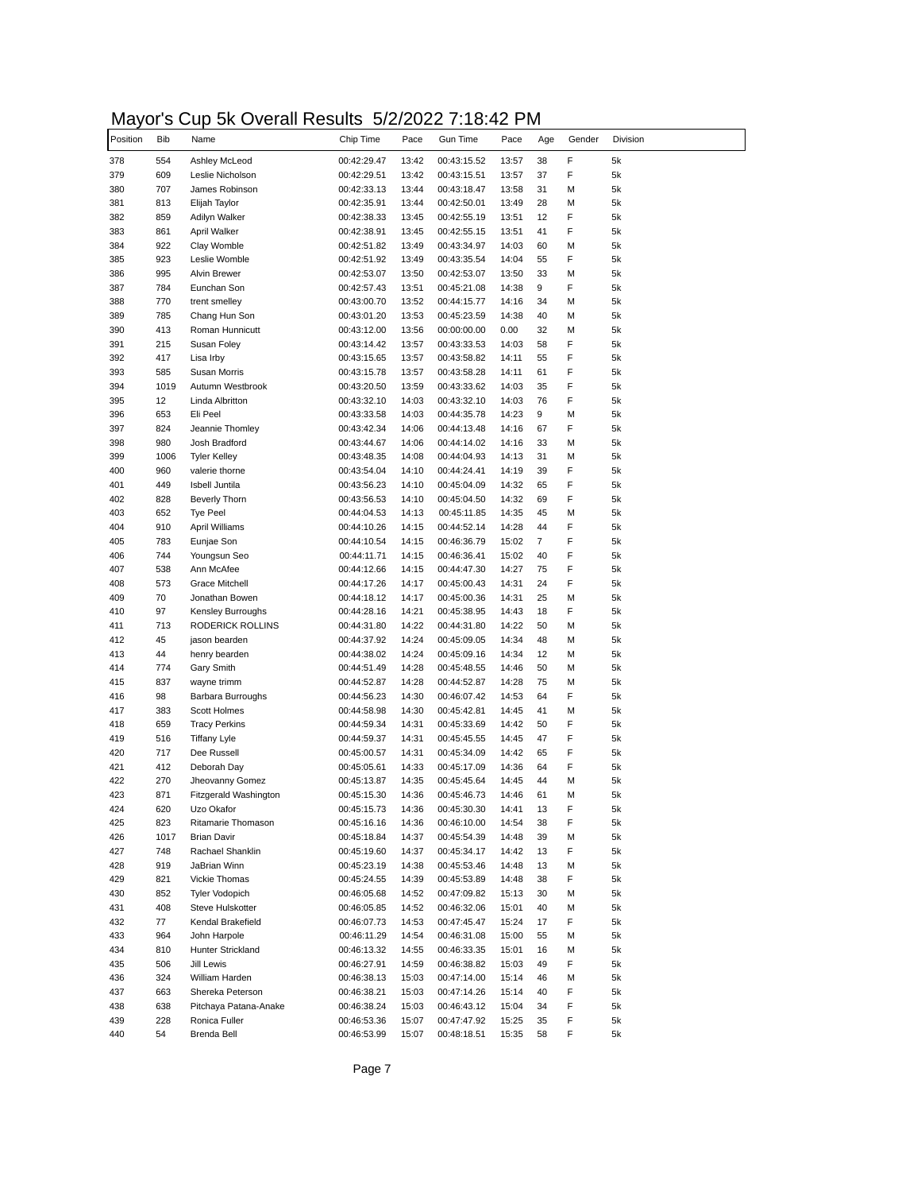# Mayor's Cup 5k Overall Results 5/2/2022 7:18:42 PM

| Position | Bib | Name | Chip Time | Pace | Gun Time | Pace | Age | Gender | Division |
|---|---|---|---|---|---|---|---|---|---|
| 378 | 554 | Ashley McLeod | 00:42:29.47 | 13:42 | 00:43:15.52 | 13:57 | 38 | F | 5k |
| 379 | 609 | Leslie Nicholson | 00:42:29.51 | 13:42 | 00:43:15.51 | 13:57 | 37 | F | 5k |
| 380 | 707 | James Robinson | 00:42:33.13 | 13:44 | 00:43:18.47 | 13:58 | 31 | M | 5k |
| 381 | 813 | Elijah Taylor | 00:42:35.91 | 13:44 | 00:42:50.01 | 13:49 | 28 | M | 5k |
| 382 | 859 | Adilyn Walker | 00:42:38.33 | 13:45 | 00:42:55.19 | 13:51 | 12 | F | 5k |
| 383 | 861 | April Walker | 00:42:38.91 | 13:45 | 00:42:55.15 | 13:51 | 41 | F | 5k |
| 384 | 922 | Clay Womble | 00:42:51.82 | 13:49 | 00:43:34.97 | 14:03 | 60 | M | 5k |
| 385 | 923 | Leslie Womble | 00:42:51.92 | 13:49 | 00:43:35.54 | 14:04 | 55 | F | 5k |
| 386 | 995 | Alvin Brewer | 00:42:53.07 | 13:50 | 00:42:53.07 | 13:50 | 33 | M | 5k |
| 387 | 784 | Eunchan Son | 00:42:57.43 | 13:51 | 00:45:21.08 | 14:38 | 9 | F | 5k |
| 388 | 770 | trent smelley | 00:43:00.70 | 13:52 | 00:44:15.77 | 14:16 | 34 | M | 5k |
| 389 | 785 | Chang Hun Son | 00:43:01.20 | 13:53 | 00:45:23.59 | 14:38 | 40 | M | 5k |
| 390 | 413 | Roman Hunnicutt | 00:43:12.00 | 13:56 | 00:00:00.00 | 0.00 | 32 | M | 5k |
| 391 | 215 | Susan Foley | 00:43:14.42 | 13:57 | 00:43:33.53 | 14:03 | 58 | F | 5k |
| 392 | 417 | Lisa Irby | 00:43:15.65 | 13:57 | 00:43:58.82 | 14:11 | 55 | F | 5k |
| 393 | 585 | Susan Morris | 00:43:15.78 | 13:57 | 00:43:58.28 | 14:11 | 61 | F | 5k |
| 394 | 1019 | Autumn Westbrook | 00:43:20.50 | 13:59 | 00:43:33.62 | 14:03 | 35 | F | 5k |
| 395 | 12 | Linda Albritton | 00:43:32.10 | 14:03 | 00:43:32.10 | 14:03 | 76 | F | 5k |
| 396 | 653 | Eli Peel | 00:43:33.58 | 14:03 | 00:44:35.78 | 14:23 | 9 | M | 5k |
| 397 | 824 | Jeannie Thomley | 00:43:42.34 | 14:06 | 00:44:13.48 | 14:16 | 67 | F | 5k |
| 398 | 980 | Josh Bradford | 00:43:44.67 | 14:06 | 00:44:14.02 | 14:16 | 33 | M | 5k |
| 399 | 1006 | Tyler Kelley | 00:43:48.35 | 14:08 | 00:44:04.93 | 14:13 | 31 | M | 5k |
| 400 | 960 | valerie thorne | 00:43:54.04 | 14:10 | 00:44:24.41 | 14:19 | 39 | F | 5k |
| 401 | 449 | Isbell Juntila | 00:43:56.23 | 14:10 | 00:45:04.09 | 14:32 | 65 | F | 5k |
| 402 | 828 | Beverly Thorn | 00:43:56.53 | 14:10 | 00:45:04.50 | 14:32 | 69 | F | 5k |
| 403 | 652 | Tye Peel | 00:44:04.53 | 14:13 | 00:45:11.85 | 14:35 | 45 | M | 5k |
| 404 | 910 | April Williams | 00:44:10.26 | 14:15 | 00:44:52.14 | 14:28 | 44 | F | 5k |
| 405 | 783 | Eunjae Son | 00:44:10.54 | 14:15 | 00:46:36.79 | 15:02 | 7 | F | 5k |
| 406 | 744 | Youngsun Seo | 00:44:11.71 | 14:15 | 00:46:36.41 | 15:02 | 40 | F | 5k |
| 407 | 538 | Ann McAfee | 00:44:12.66 | 14:15 | 00:44:47.30 | 14:27 | 75 | F | 5k |
| 408 | 573 | Grace Mitchell | 00:44:17.26 | 14:17 | 00:45:00.43 | 14:31 | 24 | F | 5k |
| 409 | 70 | Jonathan Bowen | 00:44:18.12 | 14:17 | 00:45:00.36 | 14:31 | 25 | M | 5k |
| 410 | 97 | Kensley Burroughs | 00:44:28.16 | 14:21 | 00:45:38.95 | 14:43 | 18 | F | 5k |
| 411 | 713 | RODERICK ROLLINS | 00:44:31.80 | 14:22 | 00:44:31.80 | 14:22 | 50 | M | 5k |
| 412 | 45 | jason bearden | 00:44:37.92 | 14:24 | 00:45:09.05 | 14:34 | 48 | M | 5k |
| 413 | 44 | henry bearden | 00:44:38.02 | 14:24 | 00:45:09.16 | 14:34 | 12 | M | 5k |
| 414 | 774 | Gary Smith | 00:44:51.49 | 14:28 | 00:45:48.55 | 14:46 | 50 | M | 5k |
| 415 | 837 | wayne trimm | 00:44:52.87 | 14:28 | 00:44:52.87 | 14:28 | 75 | M | 5k |
| 416 | 98 | Barbara Burroughs | 00:44:56.23 | 14:30 | 00:46:07.42 | 14:53 | 64 | F | 5k |
| 417 | 383 | Scott Holmes | 00:44:58.98 | 14:30 | 00:45:42.81 | 14:45 | 41 | M | 5k |
| 418 | 659 | Tracy Perkins | 00:44:59.34 | 14:31 | 00:45:33.69 | 14:42 | 50 | F | 5k |
| 419 | 516 | Tiffany Lyle | 00:44:59.37 | 14:31 | 00:45:45.55 | 14:45 | 47 | F | 5k |
| 420 | 717 | Dee Russell | 00:45:00.57 | 14:31 | 00:45:34.09 | 14:42 | 65 | F | 5k |
| 421 | 412 | Deborah Day | 00:45:05.61 | 14:33 | 00:45:17.09 | 14:36 | 64 | F | 5k |
| 422 | 270 | Jheovanny Gomez | 00:45:13.87 | 14:35 | 00:45:45.64 | 14:45 | 44 | M | 5k |
| 423 | 871 | Fitzgerald Washington | 00:45:15.30 | 14:36 | 00:45:46.73 | 14:46 | 61 | M | 5k |
| 424 | 620 | Uzo Okafor | 00:45:15.73 | 14:36 | 00:45:30.30 | 14:41 | 13 | F | 5k |
| 425 | 823 | Ritamarie Thomason | 00:45:16.16 | 14:36 | 00:46:10.00 | 14:54 | 38 | F | 5k |
| 426 | 1017 | Brian Davir | 00:45:18.84 | 14:37 | 00:45:54.39 | 14:48 | 39 | M | 5k |
| 427 | 748 | Rachael Shanklin | 00:45:19.60 | 14:37 | 00:45:34.17 | 14:42 | 13 | F | 5k |
| 428 | 919 | JaBrian Winn | 00:45:23.19 | 14:38 | 00:45:53.46 | 14:48 | 13 | M | 5k |
| 429 | 821 | Vickie Thomas | 00:45:24.55 | 14:39 | 00:45:53.89 | 14:48 | 38 | F | 5k |
| 430 | 852 | Tyler Vodopich | 00:46:05.68 | 14:52 | 00:47:09.82 | 15:13 | 30 | M | 5k |
| 431 | 408 | Steve Hulskotter | 00:46:05.85 | 14:52 | 00:46:32.06 | 15:01 | 40 | M | 5k |
| 432 | 77 | Kendal Brakefield | 00:46:07.73 | 14:53 | 00:47:45.47 | 15:24 | 17 | F | 5k |
| 433 | 964 | John Harpole | 00:46:11.29 | 14:54 | 00:46:31.08 | 15:00 | 55 | M | 5k |
| 434 | 810 | Hunter Strickland | 00:46:13.32 | 14:55 | 00:46:33.35 | 15:01 | 16 | M | 5k |
| 435 | 506 | Jill Lewis | 00:46:27.91 | 14:59 | 00:46:38.82 | 15:03 | 49 | F | 5k |
| 436 | 324 | William Harden | 00:46:38.13 | 15:03 | 00:47:14.00 | 15:14 | 46 | M | 5k |
| 437 | 663 | Shereka Peterson | 00:46:38.21 | 15:03 | 00:47:14.26 | 15:14 | 40 | F | 5k |
| 438 | 638 | Pitchaya Patana-Anake | 00:46:38.24 | 15:03 | 00:46:43.12 | 15:04 | 34 | F | 5k |
| 439 | 228 | Ronica Fuller | 00:46:53.36 | 15:07 | 00:47:47.92 | 15:25 | 35 | F | 5k |
| 440 | 54 | Brenda Bell | 00:46:53.99 | 15:07 | 00:48:18.51 | 15:35 | 58 | F | 5k |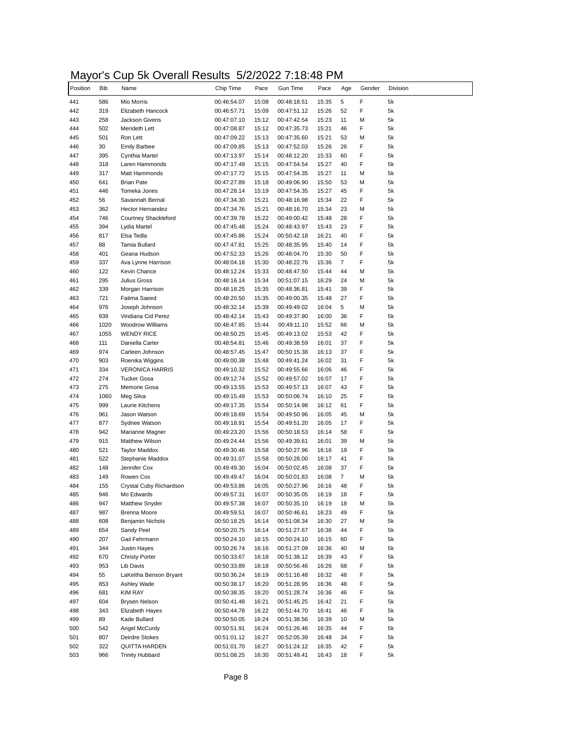# Mayor's Cup 5k Overall Results 5/2/2022 7:18:48 PM

| Position | Bib | Name | Chip Time | Pace | Gun Time | Pace | Age | Gender | Division |
|---|---|---|---|---|---|---|---|---|---|
| 441 | 586 | Mio Morris | 00:46:54.07 | 15:08 | 00:48:18.51 | 15:35 | 5 | F | 5k |
| 442 | 319 | Elizabeth Hancock | 00:46:57.71 | 15:09 | 00:47:51.12 | 15:26 | 52 | F | 5k |
| 443 | 258 | Jackson Givens | 00:47:07.10 | 15:12 | 00:47:42.54 | 15:23 | 11 | M | 5k |
| 444 | 502 | Merideth Lett | 00:47:08.87 | 15:12 | 00:47:35.73 | 15:21 | 46 | F | 5k |
| 445 | 501 | Ron Lett | 00:47:09.22 | 15:13 | 00:47:35.60 | 15:21 | 53 | M | 5k |
| 446 | 30 | Emily Barbee | 00:47:09.85 | 15:13 | 00:47:52.03 | 15:26 | 26 | F | 5k |
| 447 | 395 | Cynthia Martel | 00:47:13.97 | 15:14 | 00:48:12.20 | 15:33 | 60 | F | 5k |
| 448 | 318 | Laren Hammonds | 00:47:17.49 | 15:15 | 00:47:54.54 | 15:27 | 40 | F | 5k |
| 449 | 317 | Matt Hammonds | 00:47:17.72 | 15:15 | 00:47:54.35 | 15:27 | 11 | M | 5k |
| 450 | 641 | Brian Pate | 00:47:27.89 | 15:18 | 00:49:06.90 | 15:50 | 53 | M | 5k |
| 451 | 446 | Tomeka Jones | 00:47:28.14 | 15:19 | 00:47:54.35 | 15:27 | 45 | F | 5k |
| 452 | 56 | Savannah Bernal | 00:47:34.30 | 15:21 | 00:48:16.98 | 15:34 | 22 | F | 5k |
| 453 | 362 | Hector Hernandez | 00:47:34.76 | 15:21 | 00:48:16.70 | 15:34 | 23 | M | 5k |
| 454 | 746 | Courtney Shackleford | 00:47:39.78 | 15:22 | 00:49:00.42 | 15:48 | 28 | F | 5k |
| 455 | 394 | Lydia Martel | 00:47:45.48 | 15:24 | 00:48:43.97 | 15:43 | 23 | F | 5k |
| 456 | 817 | Elsa Tedla | 00:47:45.86 | 15:24 | 00:50:42.18 | 16:21 | 40 | F | 5k |
| 457 | 88 | Tamia Bullard | 00:47:47.81 | 15:25 | 00:48:35.95 | 15:40 | 14 | F | 5k |
| 458 | 401 | Geana Hudson | 00:47:52.33 | 15:26 | 00:48:04.70 | 15:30 | 50 | F | 5k |
| 459 | 337 | Ava Lynne Harrison | 00:48:04.18 | 15:30 | 00:48:22.76 | 15:36 | 7 | F | 5k |
| 460 | 122 | Kevin Chance | 00:48:12.24 | 15:33 | 00:48:47.50 | 15:44 | 44 | M | 5k |
| 461 | 295 | Julius Gross | 00:48:16.14 | 15:34 | 00:51:07.15 | 16:29 | 24 | M | 5k |
| 462 | 339 | Morgan Harrison | 00:48:18.25 | 15:35 | 00:48:36.81 | 15:41 | 39 | F | 5k |
| 463 | 721 | Fatima Saeed | 00:48:20.50 | 15:35 | 00:49:00.35 | 15:48 | 27 | F | 5k |
| 464 | 976 | Joseph Johnson | 00:48:32.14 | 15:39 | 00:49:49.02 | 16:04 | 5 | M | 5k |
| 465 | 939 | Viridiana Cid Perez | 00:48:42.14 | 15:43 | 00:49:37.90 | 16:00 | 36 | F | 5k |
| 466 | 1020 | Woodrow Williams | 00:48:47.85 | 15:44 | 00:49:11.10 | 15:52 | 66 | M | 5k |
| 467 | 1055 | WENDY RICE | 00:48:50.25 | 15:45 | 00:49:13.02 | 15:53 | 42 | F | 5k |
| 468 | 111 | Daniella Carter | 00:48:54.81 | 15:46 | 00:49:38.59 | 16:01 | 37 | F | 5k |
| 469 | 974 | Carleen Johnson | 00:48:57.45 | 15:47 | 00:50:15.38 | 16:13 | 37 | F | 5k |
| 470 | 903 | Roenika Wiggins | 00:49:00.38 | 15:48 | 00:49:41.24 | 16:02 | 31 | F | 5k |
| 471 | 334 | VERONICA HARRIS | 00:49:10.32 | 15:52 | 00:49:55.66 | 16:06 | 46 | F | 5k |
| 472 | 274 | Tucker Gosa | 00:49:12.74 | 15:52 | 00:49:57.02 | 16:07 | 17 | F | 5k |
| 473 | 275 | Memorie Gosa | 00:49:13.55 | 15:53 | 00:49:57.13 | 16:07 | 43 | F | 5k |
| 474 | 1060 | Meg Silva | 00:49:15.49 | 15:53 | 00:50:06.74 | 16:10 | 25 | F | 5k |
| 475 | 999 | Laurie Kitchens | 00:49:17.35 | 15:54 | 00:50:14.98 | 16:12 | 61 | F | 5k |
| 476 | 961 | Jason Watson | 00:49:18.69 | 15:54 | 00:49:50.96 | 16:05 | 45 | M | 5k |
| 477 | 877 | Sydnee Watson | 00:49:18.91 | 15:54 | 00:49:51.20 | 16:05 | 17 | F | 5k |
| 478 | 942 | Marianne Magner | 00:49:23.20 | 15:56 | 00:50:18.53 | 16:14 | 58 | F | 5k |
| 479 | 915 | Matthew Wilson | 00:49:24.44 | 15:56 | 00:49:39.61 | 16:01 | 39 | M | 5k |
| 480 | 521 | Taylor Maddox | 00:49:30.46 | 15:58 | 00:50:27.96 | 16:16 | 19 | F | 5k |
| 481 | 522 | Stephanie Maddox | 00:49:31.07 | 15:58 | 00:50:28.00 | 16:17 | 41 | F | 5k |
| 482 | 148 | Jennifer Cox | 00:49:49.30 | 16:04 | 00:50:02.45 | 16:08 | 37 | F | 5k |
| 483 | 149 | Rowen Cox | 00:49:49.47 | 16:04 | 00:50:01.83 | 16:08 | 7 | M | 5k |
| 484 | 155 | Crystal Cuby Richardson | 00:49:53.86 | 16:05 | 00:50:27.96 | 16:16 | 48 | F | 5k |
| 485 | 946 | Mo Edwards | 00:49:57.31 | 16:07 | 00:50:35.05 | 16:19 | 18 | F | 5k |
| 486 | 947 | Matthew Snyder | 00:49:57.38 | 16:07 | 00:50:35.10 | 16:19 | 18 | M | 5k |
| 487 | 987 | Brenna Moore | 00:49:59.51 | 16:07 | 00:50:46.61 | 16:23 | 49 | F | 5k |
| 488 | 608 | Benjamin Nichols | 00:50:18.25 | 16:14 | 00:51:08.34 | 16:30 | 27 | M | 5k |
| 489 | 654 | Sandy Peel | 00:50:20.75 | 16:14 | 00:51:27.67 | 16:36 | 44 | F | 5k |
| 490 | 207 | Gail Fehrmann | 00:50:24.10 | 16:15 | 00:50:24.10 | 16:15 | 60 | F | 5k |
| 491 | 344 | Justin Hayes | 00:50:26.74 | 16:16 | 00:51:27.09 | 16:36 | 40 | M | 5k |
| 492 | 670 | Christy Porter | 00:50:33.67 | 16:18 | 00:51:38.12 | 16:39 | 43 | F | 5k |
| 493 | 953 | Lib Davis | 00:50:33.89 | 16:18 | 00:50:56.46 | 16:26 | 68 | F | 5k |
| 494 | 55 | LaKeitha Benson Bryant | 00:50:36.24 | 16:19 | 00:51:16.48 | 16:32 | 48 | F | 5k |
| 495 | 853 | Ashley Wade | 00:50:38.17 | 16:20 | 00:51:28.95 | 16:36 | 48 | F | 5k |
| 496 | 681 | KIM RAY | 00:50:38.35 | 16:20 | 00:51:28.74 | 16:36 | 46 | F | 5k |
| 497 | 604 | Brysen Nelson | 00:50:41.48 | 16:21 | 00:51:45.25 | 16:42 | 21 | F | 5k |
| 498 | 343 | Elizabeth Hayes | 00:50:44.78 | 16:22 | 00:51:44.70 | 16:41 | 46 | F | 5k |
| 499 | 89 | Kade Bullard | 00:50:50.05 | 16:24 | 00:51:38.56 | 16:39 | 10 | M | 5k |
| 500 | 542 | Angel McCurdy | 00:50:51.91 | 16:24 | 00:51:26.46 | 16:35 | 44 | F | 5k |
| 501 | 807 | Deirdre Stokes | 00:51:01.12 | 16:27 | 00:52:05.39 | 16:48 | 34 | F | 5k |
| 502 | 322 | QUITTA HARDEN | 00:51:01.70 | 16:27 | 00:51:24.12 | 16:35 | 42 | F | 5k |
| 503 | 966 | Trinity Hubbard | 00:51:08.25 | 16:30 | 00:51:49.41 | 16:43 | 18 | F | 5k |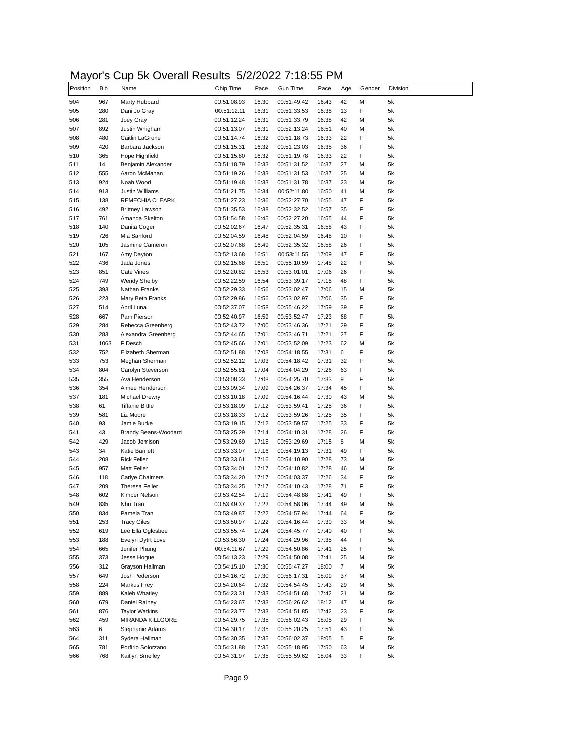# Mayor's Cup 5k Overall Results 5/2/2022 7:18:55 PM

| Position | Bib | Name | Chip Time | Pace | Gun Time | Pace | Age | Gender | Division |
|---|---|---|---|---|---|---|---|---|---|
| 504 | 967 | Marty Hubbard | 00:51:08.93 | 16:30 | 00:51:49.42 | 16:43 | 42 | M | 5k |
| 505 | 280 | Dani Jo Gray | 00:51:12.11 | 16:31 | 00:51:33.53 | 16:38 | 13 | F | 5k |
| 506 | 281 | Joey Gray | 00:51:12.24 | 16:31 | 00:51:33.79 | 16:38 | 42 | M | 5k |
| 507 | 892 | Justin Whigham | 00:51:13.07 | 16:31 | 00:52:13.24 | 16:51 | 40 | M | 5k |
| 508 | 480 | Caitlin LaGrone | 00:51:14.74 | 16:32 | 00:51:18.73 | 16:33 | 22 | F | 5k |
| 509 | 420 | Barbara Jackson | 00:51:15.31 | 16:32 | 00:51:23.03 | 16:35 | 36 | F | 5k |
| 510 | 365 | Hope Highfield | 00:51:15.80 | 16:32 | 00:51:19.78 | 16:33 | 22 | F | 5k |
| 511 | 14 | Benjamin Alexander | 00:51:18.79 | 16:33 | 00:51:31.52 | 16:37 | 27 | M | 5k |
| 512 | 555 | Aaron McMahan | 00:51:19.26 | 16:33 | 00:51:31.53 | 16:37 | 25 | M | 5k |
| 513 | 924 | Noah Wood | 00:51:19.48 | 16:33 | 00:51:31.78 | 16:37 | 23 | M | 5k |
| 514 | 913 | Justin Williams | 00:51:21.75 | 16:34 | 00:52:11.80 | 16:50 | 41 | M | 5k |
| 515 | 138 | REMECHIA CLEARK | 00:51:27.23 | 16:36 | 00:52:27.70 | 16:55 | 47 | F | 5k |
| 516 | 492 | Brittney Lawson | 00:51:35.53 | 16:38 | 00:52:32.52 | 16:57 | 35 | F | 5k |
| 517 | 761 | Amanda Skelton | 00:51:54.58 | 16:45 | 00:52:27.20 | 16:55 | 44 | F | 5k |
| 518 | 140 | Danita Coger | 00:52:02.67 | 16:47 | 00:52:35.31 | 16:58 | 43 | F | 5k |
| 519 | 726 | Mia Sanford | 00:52:04.59 | 16:48 | 00:52:04.59 | 16:48 | 10 | F | 5k |
| 520 | 105 | Jasmine Cameron | 00:52:07.68 | 16:49 | 00:52:35.32 | 16:58 | 26 | F | 5k |
| 521 | 167 | Amy Dayton | 00:52:13.68 | 16:51 | 00:53:11.55 | 17:09 | 47 | F | 5k |
| 522 | 436 | Jada Jones | 00:52:15.68 | 16:51 | 00:55:10.59 | 17:48 | 22 | F | 5k |
| 523 | 851 | Cate Vines | 00:52:20.82 | 16:53 | 00:53:01.01 | 17:06 | 26 | F | 5k |
| 524 | 749 | Wendy Shelby | 00:52:22.59 | 16:54 | 00:53:39.17 | 17:18 | 48 | F | 5k |
| 525 | 393 | Nathan Franks | 00:52:29.33 | 16:56 | 00:53:02.47 | 17:06 | 15 | M | 5k |
| 526 | 223 | Mary Beth Franks | 00:52:29.86 | 16:56 | 00:53:02.97 | 17:06 | 35 | F | 5k |
| 527 | 514 | April Luna | 00:52:37.07 | 16:58 | 00:55:46.22 | 17:59 | 39 | F | 5k |
| 528 | 667 | Pam Pierson | 00:52:40.97 | 16:59 | 00:53:52.47 | 17:23 | 68 | F | 5k |
| 529 | 284 | Rebecca Greenberg | 00:52:43.72 | 17:00 | 00:53:46.36 | 17:21 | 29 | F | 5k |
| 530 | 283 | Alexandra Greenberg | 00:52:44.65 | 17:01 | 00:53:46.71 | 17:21 | 27 | F | 5k |
| 531 | 1063 | F Desch | 00:52:45.66 | 17:01 | 00:53:52.09 | 17:23 | 62 | M | 5k |
| 532 | 752 | Elizabeth Sherman | 00:52:51.88 | 17:03 | 00:54:18.55 | 17:31 | 6 | F | 5k |
| 533 | 753 | Meghan Sherman | 00:52:52.12 | 17:03 | 00:54:18.42 | 17:31 | 32 | F | 5k |
| 534 | 804 | Carolyn Steverson | 00:52:55.81 | 17:04 | 00:54:04.29 | 17:26 | 63 | F | 5k |
| 535 | 355 | Ava Henderson | 00:53:08.33 | 17:08 | 00:54:25.70 | 17:33 | 9 | F | 5k |
| 536 | 354 | Aimee Henderson | 00:53:09.34 | 17:09 | 00:54:26.37 | 17:34 | 45 | F | 5k |
| 537 | 181 | Michael Drewry | 00:53:10.18 | 17:09 | 00:54:16.44 | 17:30 | 43 | M | 5k |
| 538 | 61 | Tiffanie Bittle | 00:53:18.09 | 17:12 | 00:53:59.41 | 17:25 | 36 | F | 5k |
| 539 | 581 | Liz Moore | 00:53:18.33 | 17:12 | 00:53:59.26 | 17:25 | 35 | F | 5k |
| 540 | 93 | Jamie Burke | 00:53:19.15 | 17:12 | 00:53:59.57 | 17:25 | 33 | F | 5k |
| 541 | 43 | Brandy Beans-Woodard | 00:53:25.29 | 17:14 | 00:54:10.31 | 17:28 | 26 | F | 5k |
| 542 | 429 | Jacob Jemison | 00:53:29.69 | 17:15 | 00:53:29.69 | 17:15 | 8 | M | 5k |
| 543 | 34 | Katie Barnett | 00:53:33.07 | 17:16 | 00:54:19.13 | 17:31 | 49 | F | 5k |
| 544 | 208 | Rick Feller | 00:53:33.61 | 17:16 | 00:54:10.90 | 17:28 | 73 | M | 5k |
| 545 | 957 | Matt Feller | 00:53:34.01 | 17:17 | 00:54:10.82 | 17:28 | 46 | M | 5k |
| 546 | 118 | Carlye Chalmers | 00:53:34.20 | 17:17 | 00:54:03.37 | 17:26 | 34 | F | 5k |
| 547 | 209 | Theresa Feller | 00:53:34.25 | 17:17 | 00:54:10.43 | 17:28 | 71 | F | 5k |
| 548 | 602 | Kimber Nelson | 00:53:42.54 | 17:19 | 00:54:48.88 | 17:41 | 49 | F | 5k |
| 549 | 835 | Nhu Tran | 00:53:49.37 | 17:22 | 00:54:58.06 | 17:44 | 49 | M | 5k |
| 550 | 834 | Pamela Tran | 00:53:49.87 | 17:22 | 00:54:57.94 | 17:44 | 64 | F | 5k |
| 551 | 253 | Tracy Giles | 00:53:50.97 | 17:22 | 00:54:16.44 | 17:30 | 33 | M | 5k |
| 552 | 619 | Lee Ella Oglesbee | 00:53:55.74 | 17:24 | 00:54:45.77 | 17:40 | 40 | F | 5k |
| 553 | 188 | Evelyn Dytrt Love | 00:53:56.30 | 17:24 | 00:54:29.96 | 17:35 | 44 | F | 5k |
| 554 | 665 | Jenifer Phung | 00:54:11.67 | 17:29 | 00:54:50.86 | 17:41 | 25 | F | 5k |
| 555 | 373 | Jesse Hogue | 00:54:13.23 | 17:29 | 00:54:50.08 | 17:41 | 25 | M | 5k |
| 556 | 312 | Grayson Hallman | 00:54:15.10 | 17:30 | 00:55:47.27 | 18:00 | 7 | M | 5k |
| 557 | 649 | Josh Pederson | 00:54:16.72 | 17:30 | 00:56:17.31 | 18:09 | 37 | M | 5k |
| 558 | 224 | Markus Frey | 00:54:20.64 | 17:32 | 00:54:54.45 | 17:43 | 29 | M | 5k |
| 559 | 889 | Kaleb Whatley | 00:54:23.31 | 17:33 | 00:54:51.68 | 17:42 | 21 | M | 5k |
| 560 | 679 | Daniel Rainey | 00:54:23.67 | 17:33 | 00:56:26.62 | 18:12 | 47 | M | 5k |
| 561 | 876 | Taylor Watkins | 00:54:23.77 | 17:33 | 00:54:51.85 | 17:42 | 23 | F | 5k |
| 562 | 459 | MIRANDA KILLGORE | 00:54:29.75 | 17:35 | 00:56:02.43 | 18:05 | 29 | F | 5k |
| 563 | 6 | Stephanie Adams | 00:54:30.17 | 17:35 | 00:55:20.25 | 17:51 | 43 | F | 5k |
| 564 | 311 | Sydera Hallman | 00:54:30.35 | 17:35 | 00:56:02.37 | 18:05 | 5 | F | 5k |
| 565 | 781 | Porfirio Solorzano | 00:54:31.88 | 17:35 | 00:55:18.95 | 17:50 | 63 | M | 5k |
| 566 | 768 | Kaitlyn Smelley | 00:54:31.97 | 17:35 | 00:55:59.62 | 18:04 | 33 | F | 5k |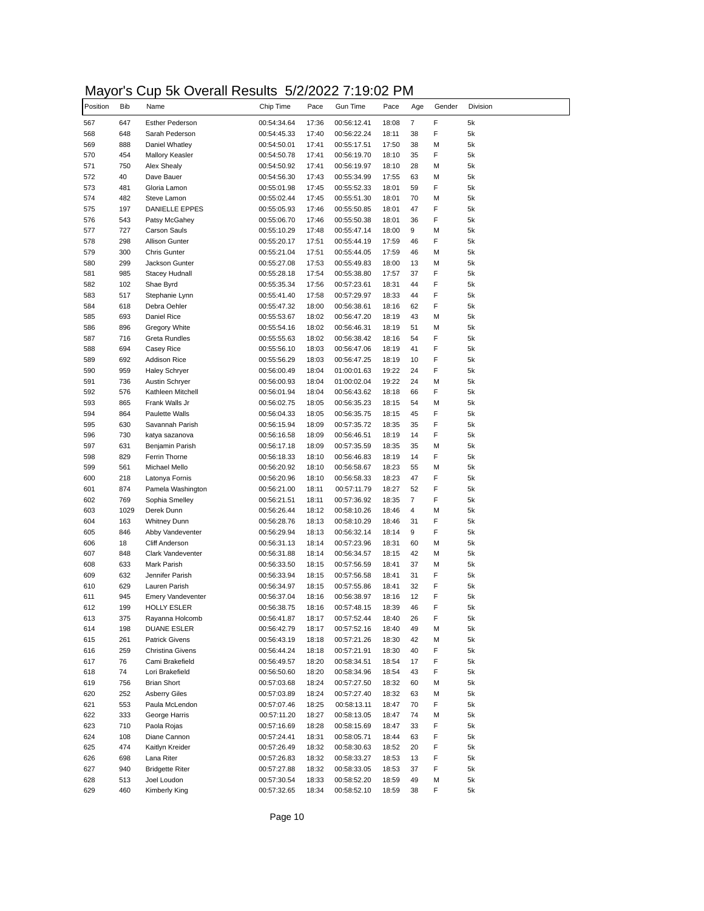# Mayor's Cup 5k Overall Results 5/2/2022 7:19:02 PM

| Position | Bib | Name | Chip Time | Pace | Gun Time | Pace | Age | Gender | Division |
|---|---|---|---|---|---|---|---|---|---|
| 567 | 647 | Esther Pederson | 00:54:34.64 | 17:36 | 00:56:12.41 | 18:08 | 7 | F | 5k |
| 568 | 648 | Sarah Pederson | 00:54:45.33 | 17:40 | 00:56:22.24 | 18:11 | 38 | F | 5k |
| 569 | 888 | Daniel Whatley | 00:54:50.01 | 17:41 | 00:55:17.51 | 17:50 | 38 | M | 5k |
| 570 | 454 | Mallory Keasler | 00:54:50.78 | 17:41 | 00:56:19.70 | 18:10 | 35 | F | 5k |
| 571 | 750 | Alex Shealy | 00:54:50.92 | 17:41 | 00:56:19.97 | 18:10 | 28 | M | 5k |
| 572 | 40 | Dave Bauer | 00:54:56.30 | 17:43 | 00:55:34.99 | 17:55 | 63 | M | 5k |
| 573 | 481 | Gloria Lamon | 00:55:01.98 | 17:45 | 00:55:52.33 | 18:01 | 59 | F | 5k |
| 574 | 482 | Steve Lamon | 00:55:02.44 | 17:45 | 00:55:51.30 | 18:01 | 70 | M | 5k |
| 575 | 197 | DANIELLE EPPES | 00:55:05.93 | 17:46 | 00:55:50.85 | 18:01 | 47 | F | 5k |
| 576 | 543 | Patsy McGahey | 00:55:06.70 | 17:46 | 00:55:50.38 | 18:01 | 36 | F | 5k |
| 577 | 727 | Carson Sauls | 00:55:10.29 | 17:48 | 00:55:47.14 | 18:00 | 9 | M | 5k |
| 578 | 298 | Allison Gunter | 00:55:20.17 | 17:51 | 00:55:44.19 | 17:59 | 46 | F | 5k |
| 579 | 300 | Chris Gunter | 00:55:21.04 | 17:51 | 00:55:44.05 | 17:59 | 46 | M | 5k |
| 580 | 299 | Jackson Gunter | 00:55:27.08 | 17:53 | 00:55:49.83 | 18:00 | 13 | M | 5k |
| 581 | 985 | Stacey Hudnall | 00:55:28.18 | 17:54 | 00:55:38.80 | 17:57 | 37 | F | 5k |
| 582 | 102 | Shae Byrd | 00:55:35.34 | 17:56 | 00:57:23.61 | 18:31 | 44 | F | 5k |
| 583 | 517 | Stephanie Lynn | 00:55:41.40 | 17:58 | 00:57:29.97 | 18:33 | 44 | F | 5k |
| 584 | 618 | Debra Oehler | 00:55:47.32 | 18:00 | 00:56:38.61 | 18:16 | 62 | F | 5k |
| 585 | 693 | Daniel Rice | 00:55:53.67 | 18:02 | 00:56:47.20 | 18:19 | 43 | M | 5k |
| 586 | 896 | Gregory White | 00:55:54.16 | 18:02 | 00:56:46.31 | 18:19 | 51 | M | 5k |
| 587 | 716 | Greta Rundles | 00:55:55.63 | 18:02 | 00:56:38.42 | 18:16 | 54 | F | 5k |
| 588 | 694 | Casey Rice | 00:55:56.10 | 18:03 | 00:56:47.06 | 18:19 | 41 | F | 5k |
| 589 | 692 | Addison Rice | 00:55:56.29 | 18:03 | 00:56:47.25 | 18:19 | 10 | F | 5k |
| 590 | 959 | Haley Schryer | 00:56:00.49 | 18:04 | 01:00:01.63 | 19:22 | 24 | F | 5k |
| 591 | 736 | Austin Schryer | 00:56:00.93 | 18:04 | 01:00:02.04 | 19:22 | 24 | M | 5k |
| 592 | 576 | Kathleen Mitchell | 00:56:01.94 | 18:04 | 00:56:43.62 | 18:18 | 66 | F | 5k |
| 593 | 865 | Frank Walls Jr | 00:56:02.75 | 18:05 | 00:56:35.23 | 18:15 | 54 | M | 5k |
| 594 | 864 | Paulette Walls | 00:56:04.33 | 18:05 | 00:56:35.75 | 18:15 | 45 | F | 5k |
| 595 | 630 | Savannah Parish | 00:56:15.94 | 18:09 | 00:57:35.72 | 18:35 | 35 | F | 5k |
| 596 | 730 | katya sazanova | 00:56:16.58 | 18:09 | 00:56:46.51 | 18:19 | 14 | F | 5k |
| 597 | 631 | Benjamin Parish | 00:56:17.18 | 18:09 | 00:57:35.59 | 18:35 | 35 | M | 5k |
| 598 | 829 | Ferrin Thorne | 00:56:18.33 | 18:10 | 00:56:46.83 | 18:19 | 14 | F | 5k |
| 599 | 561 | Michael Mello | 00:56:20.92 | 18:10 | 00:56:58.67 | 18:23 | 55 | M | 5k |
| 600 | 218 | Latonya Fornis | 00:56:20.96 | 18:10 | 00:56:58.33 | 18:23 | 47 | F | 5k |
| 601 | 874 | Pamela Washington | 00:56:21.00 | 18:11 | 00:57:11.79 | 18:27 | 52 | F | 5k |
| 602 | 769 | Sophia Smelley | 00:56:21.51 | 18:11 | 00:57:36.92 | 18:35 | 7 | F | 5k |
| 603 | 1029 | Derek Dunn | 00:56:26.44 | 18:12 | 00:58:10.26 | 18:46 | 4 | M | 5k |
| 604 | 163 | Whitney Dunn | 00:56:28.76 | 18:13 | 00:58:10.29 | 18:46 | 31 | F | 5k |
| 605 | 846 | Abby Vandeventer | 00:56:29.94 | 18:13 | 00:56:32.14 | 18:14 | 9 | F | 5k |
| 606 | 18 | Cliff Anderson | 00:56:31.13 | 18:14 | 00:57:23.96 | 18:31 | 60 | M | 5k |
| 607 | 848 | Clark Vandeventer | 00:56:31.88 | 18:14 | 00:56:34.57 | 18:15 | 42 | M | 5k |
| 608 | 633 | Mark Parish | 00:56:33.50 | 18:15 | 00:57:56.59 | 18:41 | 37 | M | 5k |
| 609 | 632 | Jennifer Parish | 00:56:33.94 | 18:15 | 00:57:56.58 | 18:41 | 31 | F | 5k |
| 610 | 629 | Lauren Parish | 00:56:34.97 | 18:15 | 00:57:55.86 | 18:41 | 32 | F | 5k |
| 611 | 945 | Emery Vandeventer | 00:56:37.04 | 18:16 | 00:56:38.97 | 18:16 | 12 | F | 5k |
| 612 | 199 | HOLLY ESLER | 00:56:38.75 | 18:16 | 00:57:48.15 | 18:39 | 46 | F | 5k |
| 613 | 375 | Rayanna Holcomb | 00:56:41.87 | 18:17 | 00:57:52.44 | 18:40 | 26 | F | 5k |
| 614 | 198 | DUANE ESLER | 00:56:42.79 | 18:17 | 00:57:52.16 | 18:40 | 49 | M | 5k |
| 615 | 261 | Patrick Givens | 00:56:43.19 | 18:18 | 00:57:21.26 | 18:30 | 42 | M | 5k |
| 616 | 259 | Christina Givens | 00:56:44.24 | 18:18 | 00:57:21.91 | 18:30 | 40 | F | 5k |
| 617 | 76 | Cami Brakefield | 00:56:49.57 | 18:20 | 00:58:34.51 | 18:54 | 17 | F | 5k |
| 618 | 74 | Lori Brakefield | 00:56:50.60 | 18:20 | 00:58:34.96 | 18:54 | 43 | F | 5k |
| 619 | 756 | Brian Short | 00:57:03.68 | 18:24 | 00:57:27.50 | 18:32 | 60 | M | 5k |
| 620 | 252 | Asberry Giles | 00:57:03.89 | 18:24 | 00:57:27.40 | 18:32 | 63 | M | 5k |
| 621 | 553 | Paula McLendon | 00:57:07.46 | 18:25 | 00:58:13.11 | 18:47 | 70 | F | 5k |
| 622 | 333 | George Harris | 00:57:11.20 | 18:27 | 00:58:13.05 | 18:47 | 74 | M | 5k |
| 623 | 710 | Paola Rojas | 00:57:16.69 | 18:28 | 00:58:15.69 | 18:47 | 33 | F | 5k |
| 624 | 108 | Diane Cannon | 00:57:24.41 | 18:31 | 00:58:05.71 | 18:44 | 63 | F | 5k |
| 625 | 474 | Kaitlyn Kreider | 00:57:26.49 | 18:32 | 00:58:30.63 | 18:52 | 20 | F | 5k |
| 626 | 698 | Lana Riter | 00:57:26.83 | 18:32 | 00:58:33.27 | 18:53 | 13 | F | 5k |
| 627 | 940 | Bridgette Riter | 00:57:27.88 | 18:32 | 00:58:33.05 | 18:53 | 37 | F | 5k |
| 628 | 513 | Joel Loudon | 00:57:30.54 | 18:33 | 00:58:52.20 | 18:59 | 49 | M | 5k |
| 629 | 460 | Kimberly King | 00:57:32.65 | 18:34 | 00:58:52.10 | 18:59 | 38 | F | 5k |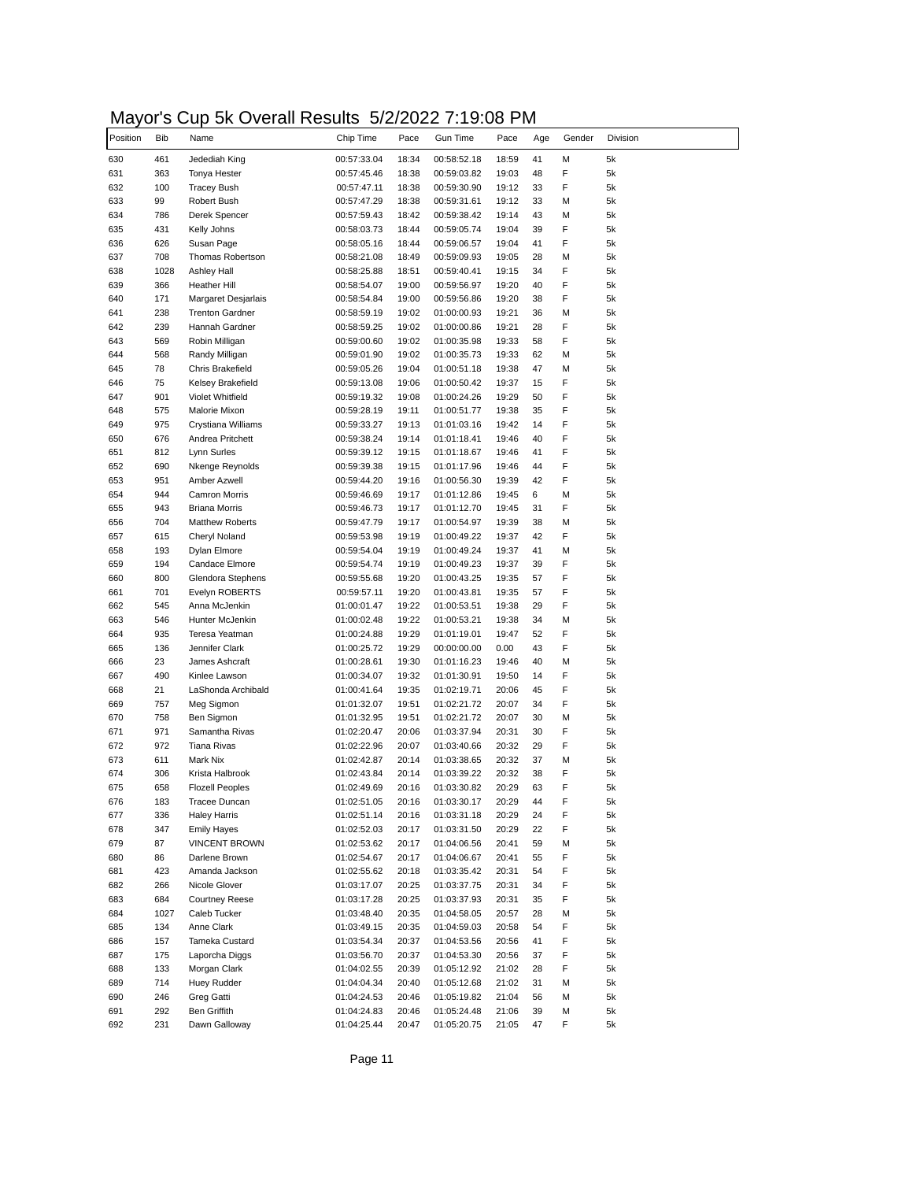# Mayor's Cup 5k Overall Results 5/2/2022 7:19:08 PM

| Position | Bib | Name | Chip Time | Pace | Gun Time | Pace | Age | Gender | Division |
|---|---|---|---|---|---|---|---|---|---|
| 630 | 461 | Jedediah King | 00:57:33.04 | 18:34 | 00:58:52.18 | 18:59 | 41 | M | 5k |
| 631 | 363 | Tonya Hester | 00:57:45.46 | 18:38 | 00:59:03.82 | 19:03 | 48 | F | 5k |
| 632 | 100 | Tracey Bush | 00:57:47.11 | 18:38 | 00:59:30.90 | 19:12 | 33 | F | 5k |
| 633 | 99 | Robert Bush | 00:57:47.29 | 18:38 | 00:59:31.61 | 19:12 | 33 | M | 5k |
| 634 | 786 | Derek Spencer | 00:57:59.43 | 18:42 | 00:59:38.42 | 19:14 | 43 | M | 5k |
| 635 | 431 | Kelly Johns | 00:58:03.73 | 18:44 | 00:59:05.74 | 19:04 | 39 | F | 5k |
| 636 | 626 | Susan Page | 00:58:05.16 | 18:44 | 00:59:06.57 | 19:04 | 41 | F | 5k |
| 637 | 708 | Thomas Robertson | 00:58:21.08 | 18:49 | 00:59:09.93 | 19:05 | 28 | M | 5k |
| 638 | 1028 | Ashley Hall | 00:58:25.88 | 18:51 | 00:59:40.41 | 19:15 | 34 | F | 5k |
| 639 | 366 | Heather Hill | 00:58:54.07 | 19:00 | 00:59:56.97 | 19:20 | 40 | F | 5k |
| 640 | 171 | Margaret Desjarlais | 00:58:54.84 | 19:00 | 00:59:56.86 | 19:20 | 38 | F | 5k |
| 641 | 238 | Trenton Gardner | 00:58:59.19 | 19:02 | 01:00:00.93 | 19:21 | 36 | M | 5k |
| 642 | 239 | Hannah Gardner | 00:58:59.25 | 19:02 | 01:00:00.86 | 19:21 | 28 | F | 5k |
| 643 | 569 | Robin Milligan | 00:59:00.60 | 19:02 | 01:00:35.98 | 19:33 | 58 | F | 5k |
| 644 | 568 | Randy Milligan | 00:59:01.90 | 19:02 | 01:00:35.73 | 19:33 | 62 | M | 5k |
| 645 | 78 | Chris Brakefield | 00:59:05.26 | 19:04 | 01:00:51.18 | 19:38 | 47 | M | 5k |
| 646 | 75 | Kelsey Brakefield | 00:59:13.08 | 19:06 | 01:00:50.42 | 19:37 | 15 | F | 5k |
| 647 | 901 | Violet Whitfield | 00:59:19.32 | 19:08 | 01:00:24.26 | 19:29 | 50 | F | 5k |
| 648 | 575 | Malorie Mixon | 00:59:28.19 | 19:11 | 01:00:51.77 | 19:38 | 35 | F | 5k |
| 649 | 975 | Crystiana Williams | 00:59:33.27 | 19:13 | 01:01:03.16 | 19:42 | 14 | F | 5k |
| 650 | 676 | Andrea Pritchett | 00:59:38.24 | 19:14 | 01:01:18.41 | 19:46 | 40 | F | 5k |
| 651 | 812 | Lynn Surles | 00:59:39.12 | 19:15 | 01:01:18.67 | 19:46 | 41 | F | 5k |
| 652 | 690 | Nkenge Reynolds | 00:59:39.38 | 19:15 | 01:01:17.96 | 19:46 | 44 | F | 5k |
| 653 | 951 | Amber Azwell | 00:59:44.20 | 19:16 | 01:00:56.30 | 19:39 | 42 | F | 5k |
| 654 | 944 | Camron Morris | 00:59:46.69 | 19:17 | 01:01:12.86 | 19:45 | 6 | M | 5k |
| 655 | 943 | Briana Morris | 00:59:46.73 | 19:17 | 01:01:12.70 | 19:45 | 31 | F | 5k |
| 656 | 704 | Matthew Roberts | 00:59:47.79 | 19:17 | 01:00:54.97 | 19:39 | 38 | M | 5k |
| 657 | 615 | Cheryl Noland | 00:59:53.98 | 19:19 | 01:00:49.22 | 19:37 | 42 | F | 5k |
| 658 | 193 | Dylan Elmore | 00:59:54.04 | 19:19 | 01:00:49.24 | 19:37 | 41 | M | 5k |
| 659 | 194 | Candace Elmore | 00:59:54.74 | 19:19 | 01:00:49.23 | 19:37 | 39 | F | 5k |
| 660 | 800 | Glendora Stephens | 00:59:55.68 | 19:20 | 01:00:43.25 | 19:35 | 57 | F | 5k |
| 661 | 701 | Evelyn ROBERTS | 00:59:57.11 | 19:20 | 01:00:43.81 | 19:35 | 57 | F | 5k |
| 662 | 545 | Anna McJenkin | 01:00:01.47 | 19:22 | 01:00:53.51 | 19:38 | 29 | F | 5k |
| 663 | 546 | Hunter McJenkin | 01:00:02.48 | 19:22 | 01:00:53.21 | 19:38 | 34 | M | 5k |
| 664 | 935 | Teresa Yeatman | 01:00:24.88 | 19:29 | 01:01:19.01 | 19:47 | 52 | F | 5k |
| 665 | 136 | Jennifer Clark | 01:00:25.72 | 19:29 | 00:00:00.00 | 0.00 | 43 | F | 5k |
| 666 | 23 | James Ashcraft | 01:00:28.61 | 19:30 | 01:01:16.23 | 19:46 | 40 | M | 5k |
| 667 | 490 | Kinlee Lawson | 01:00:34.07 | 19:32 | 01:01:30.91 | 19:50 | 14 | F | 5k |
| 668 | 21 | LaShonda Archibald | 01:00:41.64 | 19:35 | 01:02:19.71 | 20:06 | 45 | F | 5k |
| 669 | 757 | Meg Sigmon | 01:01:32.07 | 19:51 | 01:02:21.72 | 20:07 | 34 | F | 5k |
| 670 | 758 | Ben Sigmon | 01:01:32.95 | 19:51 | 01:02:21.72 | 20:07 | 30 | M | 5k |
| 671 | 971 | Samantha Rivas | 01:02:20.47 | 20:06 | 01:03:37.94 | 20:31 | 30 | F | 5k |
| 672 | 972 | Tiana Rivas | 01:02:22.96 | 20:07 | 01:03:40.66 | 20:32 | 29 | F | 5k |
| 673 | 611 | Mark Nix | 01:02:42.87 | 20:14 | 01:03:38.65 | 20:32 | 37 | M | 5k |
| 674 | 306 | Krista Halbrook | 01:02:43.84 | 20:14 | 01:03:39.22 | 20:32 | 38 | F | 5k |
| 675 | 658 | Flozell Peoples | 01:02:49.69 | 20:16 | 01:03:30.82 | 20:29 | 63 | F | 5k |
| 676 | 183 | Tracee Duncan | 01:02:51.05 | 20:16 | 01:03:30.17 | 20:29 | 44 | F | 5k |
| 677 | 336 | Haley Harris | 01:02:51.14 | 20:16 | 01:03:31.18 | 20:29 | 24 | F | 5k |
| 678 | 347 | Emily Hayes | 01:02:52.03 | 20:17 | 01:03:31.50 | 20:29 | 22 | F | 5k |
| 679 | 87 | VINCENT BROWN | 01:02:53.62 | 20:17 | 01:04:06.56 | 20:41 | 59 | M | 5k |
| 680 | 86 | Darlene Brown | 01:02:54.67 | 20:17 | 01:04:06.67 | 20:41 | 55 | F | 5k |
| 681 | 423 | Amanda Jackson | 01:02:55.62 | 20:18 | 01:03:35.42 | 20:31 | 54 | F | 5k |
| 682 | 266 | Nicole Glover | 01:03:17.07 | 20:25 | 01:03:37.75 | 20:31 | 34 | F | 5k |
| 683 | 684 | Courtney Reese | 01:03:17.28 | 20:25 | 01:03:37.93 | 20:31 | 35 | F | 5k |
| 684 | 1027 | Caleb Tucker | 01:03:48.40 | 20:35 | 01:04:58.05 | 20:57 | 28 | M | 5k |
| 685 | 134 | Anne Clark | 01:03:49.15 | 20:35 | 01:04:59.03 | 20:58 | 54 | F | 5k |
| 686 | 157 | Tameka Custard | 01:03:54.34 | 20:37 | 01:04:53.56 | 20:56 | 41 | F | 5k |
| 687 | 175 | Laporcha Diggs | 01:03:56.70 | 20:37 | 01:04:53.30 | 20:56 | 37 | F | 5k |
| 688 | 133 | Morgan Clark | 01:04:02.55 | 20:39 | 01:05:12.92 | 21:02 | 28 | F | 5k |
| 689 | 714 | Huey Rudder | 01:04:04.34 | 20:40 | 01:05:12.68 | 21:02 | 31 | M | 5k |
| 690 | 246 | Greg Gatti | 01:04:24.53 | 20:46 | 01:05:19.82 | 21:04 | 56 | M | 5k |
| 691 | 292 | Ben Griffith | 01:04:24.83 | 20:46 | 01:05:24.48 | 21:06 | 39 | M | 5k |
| 692 | 231 | Dawn Galloway | 01:04:25.44 | 20:47 | 01:05:20.75 | 21:05 | 47 | F | 5k |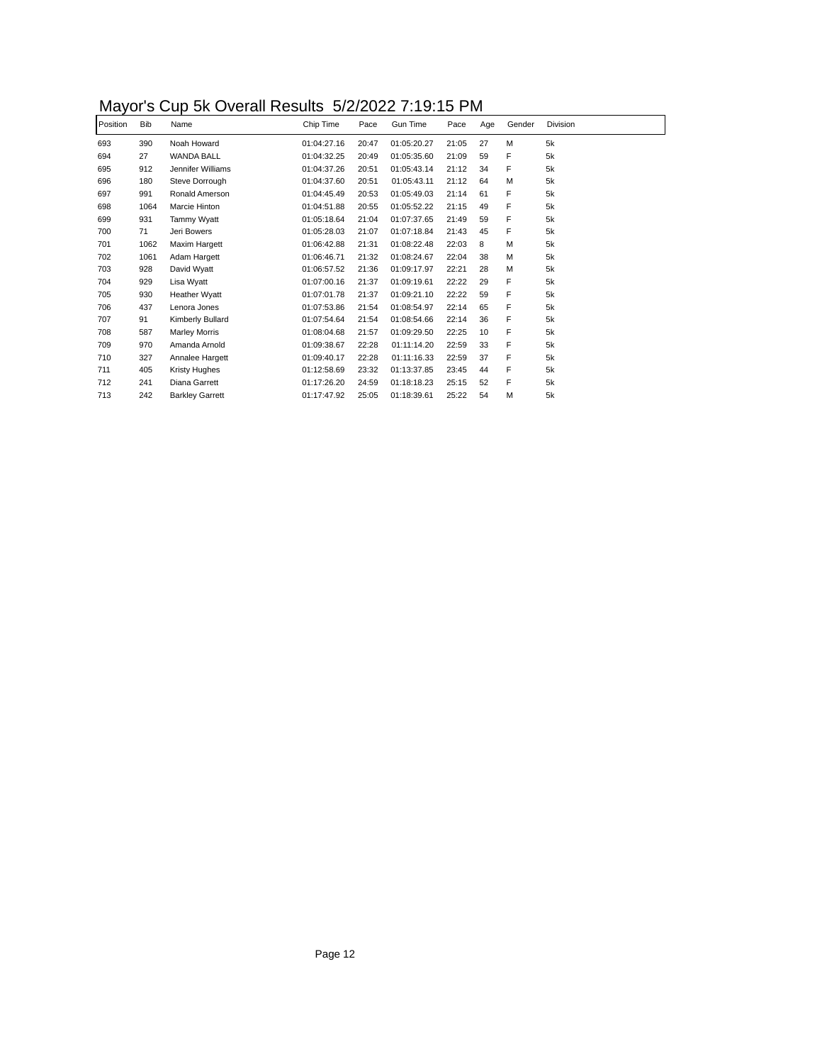# Mayor's Cup 5k Overall Results 5/2/2022 7:19:15 PM

| Position | Bib | Name | Chip Time | Pace | Gun Time | Pace | Age | Gender | Division |
|---|---|---|---|---|---|---|---|---|---|
| 693 | 390 | Noah Howard | 01:04:27.16 | 20:47 | 01:05:20.27 | 21:05 | 27 | M | 5k |
| 694 | 27 | WANDA BALL | 01:04:32.25 | 20:49 | 01:05:35.60 | 21:09 | 59 | F | 5k |
| 695 | 912 | Jennifer Williams | 01:04:37.26 | 20:51 | 01:05:43.14 | 21:12 | 34 | F | 5k |
| 696 | 180 | Steve Dorrough | 01:04:37.60 | 20:51 | 01:05:43.11 | 21:12 | 64 | M | 5k |
| 697 | 991 | Ronald Amerson | 01:04:45.49 | 20:53 | 01:05:49.03 | 21:14 | 61 | F | 5k |
| 698 | 1064 | Marcie Hinton | 01:04:51.88 | 20:55 | 01:05:52.22 | 21:15 | 49 | F | 5k |
| 699 | 931 | Tammy Wyatt | 01:05:18.64 | 21:04 | 01:07:37.65 | 21:49 | 59 | F | 5k |
| 700 | 71 | Jeri Bowers | 01:05:28.03 | 21:07 | 01:07:18.84 | 21:43 | 45 | F | 5k |
| 701 | 1062 | Maxim Hargett | 01:06:42.88 | 21:31 | 01:08:22.48 | 22:03 | 8 | M | 5k |
| 702 | 1061 | Adam Hargett | 01:06:46.71 | 21:32 | 01:08:24.67 | 22:04 | 38 | M | 5k |
| 703 | 928 | David Wyatt | 01:06:57.52 | 21:36 | 01:09:17.97 | 22:21 | 28 | M | 5k |
| 704 | 929 | Lisa Wyatt | 01:07:00.16 | 21:37 | 01:09:19.61 | 22:22 | 29 | F | 5k |
| 705 | 930 | Heather Wyatt | 01:07:01.78 | 21:37 | 01:09:21.10 | 22:22 | 59 | F | 5k |
| 706 | 437 | Lenora Jones | 01:07:53.86 | 21:54 | 01:08:54.97 | 22:14 | 65 | F | 5k |
| 707 | 91 | Kimberly Bullard | 01:07:54.64 | 21:54 | 01:08:54.66 | 22:14 | 36 | F | 5k |
| 708 | 587 | Marley Morris | 01:08:04.68 | 21:57 | 01:09:29.50 | 22:25 | 10 | F | 5k |
| 709 | 970 | Amanda Arnold | 01:09:38.67 | 22:28 | 01:11:14.20 | 22:59 | 33 | F | 5k |
| 710 | 327 | Annalee Hargett | 01:09:40.17 | 22:28 | 01:11:16.33 | 22:59 | 37 | F | 5k |
| 711 | 405 | Kristy Hughes | 01:12:58.69 | 23:32 | 01:13:37.85 | 23:45 | 44 | F | 5k |
| 712 | 241 | Diana Garrett | 01:17:26.20 | 24:59 | 01:18:18.23 | 25:15 | 52 | F | 5k |
| 713 | 242 | Barkley Garrett | 01:17:47.92 | 25:05 | 01:18:39.61 | 25:22 | 54 | M | 5k |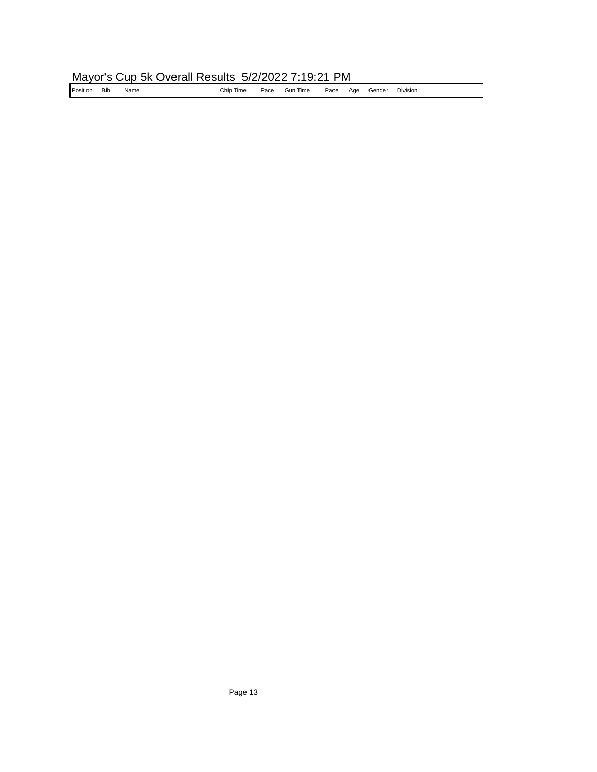# Mayor's Cup 5k Overall Results 5/2/2022 7:19:21 PM

| Position | Bib | Name | Chip Time | Pace | Gun Time | Pace | Age | Gender | Division |
|---|---|---|---|---|---|---|---|---|---|